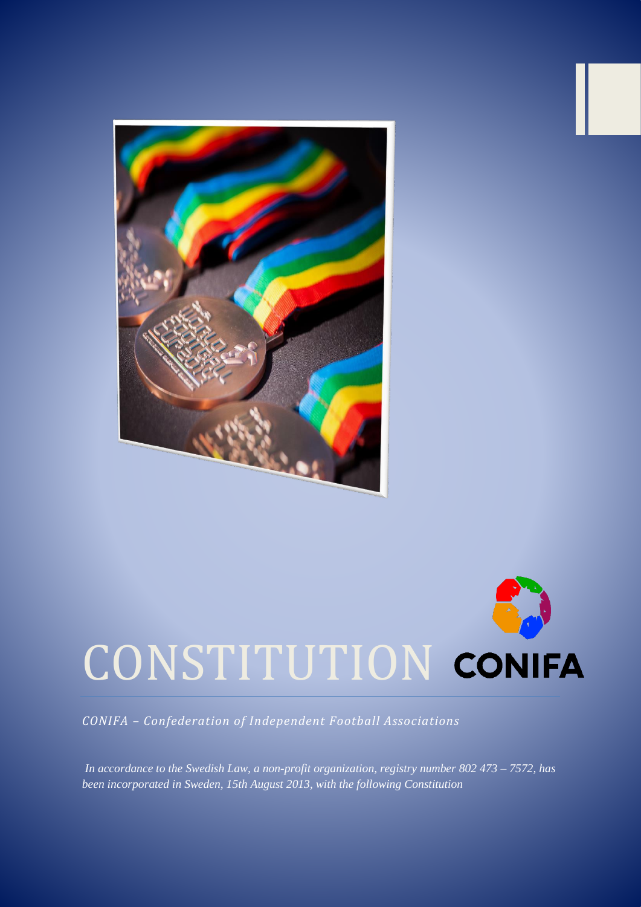# CONSTITUTION

CONIFA

*CONIFA – Confederation of Independent Football Associations*

*In accordance to the Swedish Law, a non-profit organization, registry number 802 473 – 7572, has been incorporated in Sweden, 15th August 2013, with the following Constitution*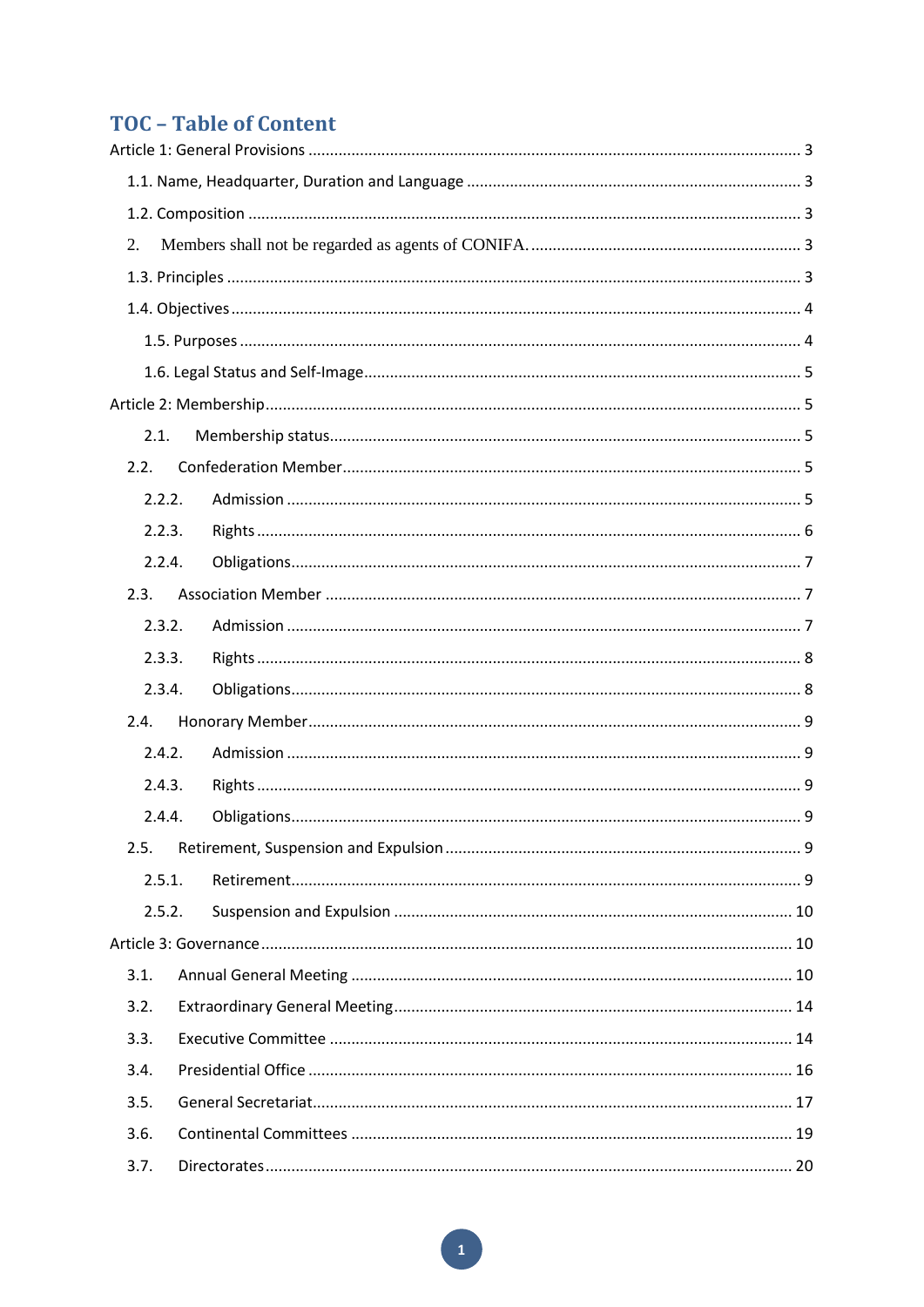## TOC – Table of Content

Article 1: General Provisions ... 3

- 1.1. Name, Headquarter, Duration and Language ... 3
- 1.2. Composition ... 3
- 2. Members shall not be regarded as agents of CONIFA. ... 3
- 1.3. Principles ... 3
- 1.4. Objectives ... 4
  - 1.5. Purposes ... 4
  - 1.6. Legal Status and Self-Image ... 5

Article 2: Membership ... 5

- 2.1. Membership status ... 5
- 2.2. Confederation Member ... 5
  - 2.2.2. Admission ... 5
  - 2.2.3. Rights ... 6
  - 2.2.4. Obligations ... 7
- 2.3. Association Member ... 7
  - 2.3.2. Admission ... 7
  - 2.3.3. Rights ... 8
  - 2.3.4. Obligations ... 8
- 2.4. Honorary Member ... 9
  - 2.4.2. Admission ... 9
  - 2.4.3. Rights ... 9
  - 2.4.4. Obligations ... 9
- 2.5. Retirement, Suspension and Expulsion ... 9
  - 2.5.1. Retirement ... 9
  - 2.5.2. Suspension and Expulsion ... 10

Article 3: Governance ... 10

- 3.1. Annual General Meeting ... 10
- 3.2. Extraordinary General Meeting ... 14
- 3.3. Executive Committee ... 14
- 3.4. Presidential Office ... 16
- 3.5. General Secretariat ... 17
- 3.6. Continental Committees ... 19
- 3.7. Directorates ... 20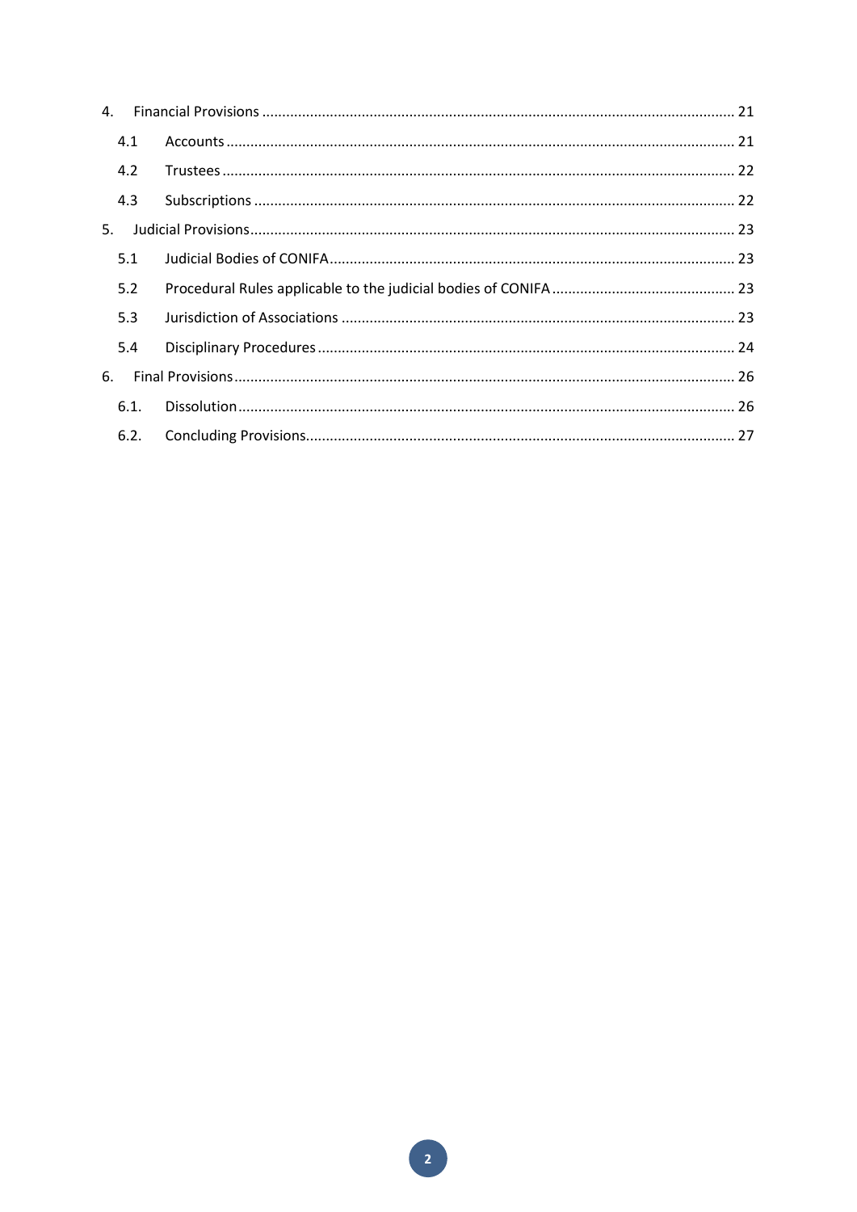- 4. Financial Provisions ..... 21
  - 4.1 Accounts ..... 21
  - 4.2 Trustees ..... 22
  - 4.3 Subscriptions ..... 22
- 5. Judicial Provisions ..... 23
  - 5.1 Judicial Bodies of CONIFA ..... 23
  - 5.2 Procedural Rules applicable to the judicial bodies of CONIFA ..... 23
  - 5.3 Jurisdiction of Associations ..... 23
  - 5.4 Disciplinary Procedures ..... 24
- 6. Final Provisions ..... 26
  - 6.1. Dissolution ..... 26
  - 6.2. Concluding Provisions ..... 27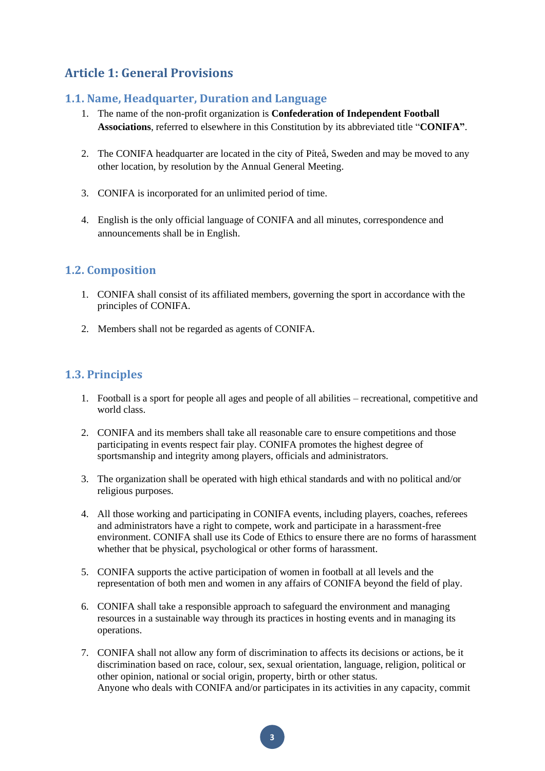## Article 1: General Provisions

### 1.1. Name, Headquarter, Duration and Language

1. The name of the non-profit organization is **Confederation of Independent Football Associations**, referred to elsewhere in this Constitution by its abbreviated title "**CONIFA"**.

2. The CONIFA headquarter are located in the city of Piteå, Sweden and may be moved to any other location, by resolution by the Annual General Meeting.

3. CONIFA is incorporated for an unlimited period of time.

4. English is the only official language of CONIFA and all minutes, correspondence and announcements shall be in English.

### 1.2. Composition

1. CONIFA shall consist of its affiliated members, governing the sport in accordance with the principles of CONIFA.

2. Members shall not be regarded as agents of CONIFA.

### 1.3. Principles

1. Football is a sport for people all ages and people of all abilities – recreational, competitive and world class.

2. CONIFA and its members shall take all reasonable care to ensure competitions and those participating in events respect fair play. CONIFA promotes the highest degree of sportsmanship and integrity among players, officials and administrators.

3. The organization shall be operated with high ethical standards and with no political and/or religious purposes.

4. All those working and participating in CONIFA events, including players, coaches, referees and administrators have a right to compete, work and participate in a harassment-free environment. CONIFA shall use its Code of Ethics to ensure there are no forms of harassment whether that be physical, psychological or other forms of harassment.

5. CONIFA supports the active participation of women in football at all levels and the representation of both men and women in any affairs of CONIFA beyond the field of play.

6. CONIFA shall take a responsible approach to safeguard the environment and managing resources in a sustainable way through its practices in hosting events and in managing its operations.

7. CONIFA shall not allow any form of discrimination to affects its decisions or actions, be it discrimination based on race, colour, sex, sexual orientation, language, religion, political or other opinion, national or social origin, property, birth or other status.
Anyone who deals with CONIFA and/or participates in its activities in any capacity, commit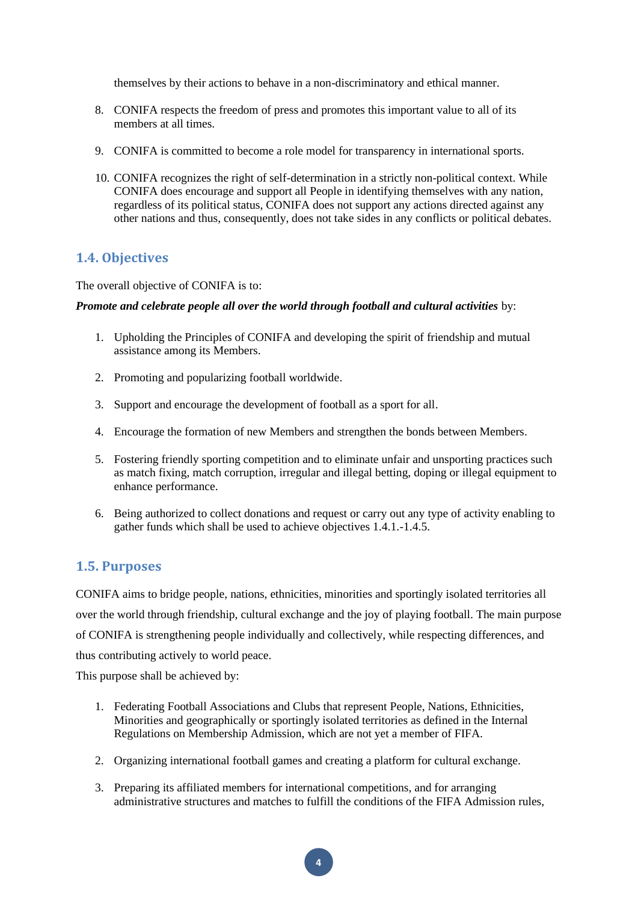themselves by their actions to behave in a non-discriminatory and ethical manner.

8. CONIFA respects the freedom of press and promotes this important value to all of its members at all times.

9. CONIFA is committed to become a role model for transparency in international sports.

10. CONIFA recognizes the right of self-determination in a strictly non-political context. While CONIFA does encourage and support all People in identifying themselves with any nation, regardless of its political status, CONIFA does not support any actions directed against any other nations and thus, consequently, does not take sides in any conflicts or political debates.

## 1.4. Objectives

The overall objective of CONIFA is to:

***Promote and celebrate people all over the world through football and cultural activities*** by:

1. Upholding the Principles of CONIFA and developing the spirit of friendship and mutual assistance among its Members.

2. Promoting and popularizing football worldwide.

3. Support and encourage the development of football as a sport for all.

4. Encourage the formation of new Members and strengthen the bonds between Members.

5. Fostering friendly sporting competition and to eliminate unfair and unsporting practices such as match fixing, match corruption, irregular and illegal betting, doping or illegal equipment to enhance performance.

6. Being authorized to collect donations and request or carry out any type of activity enabling to gather funds which shall be used to achieve objectives 1.4.1.-1.4.5.

## 1.5. Purposes

CONIFA aims to bridge people, nations, ethnicities, minorities and sportingly isolated territories all over the world through friendship, cultural exchange and the joy of playing football. The main purpose of CONIFA is strengthening people individually and collectively, while respecting differences, and thus contributing actively to world peace.

This purpose shall be achieved by:

1. Federating Football Associations and Clubs that represent People, Nations, Ethnicities, Minorities and geographically or sportingly isolated territories as defined in the Internal Regulations on Membership Admission, which are not yet a member of FIFA.

2. Organizing international football games and creating a platform for cultural exchange.

3. Preparing its affiliated members for international competitions, and for arranging administrative structures and matches to fulfill the conditions of the FIFA Admission rules,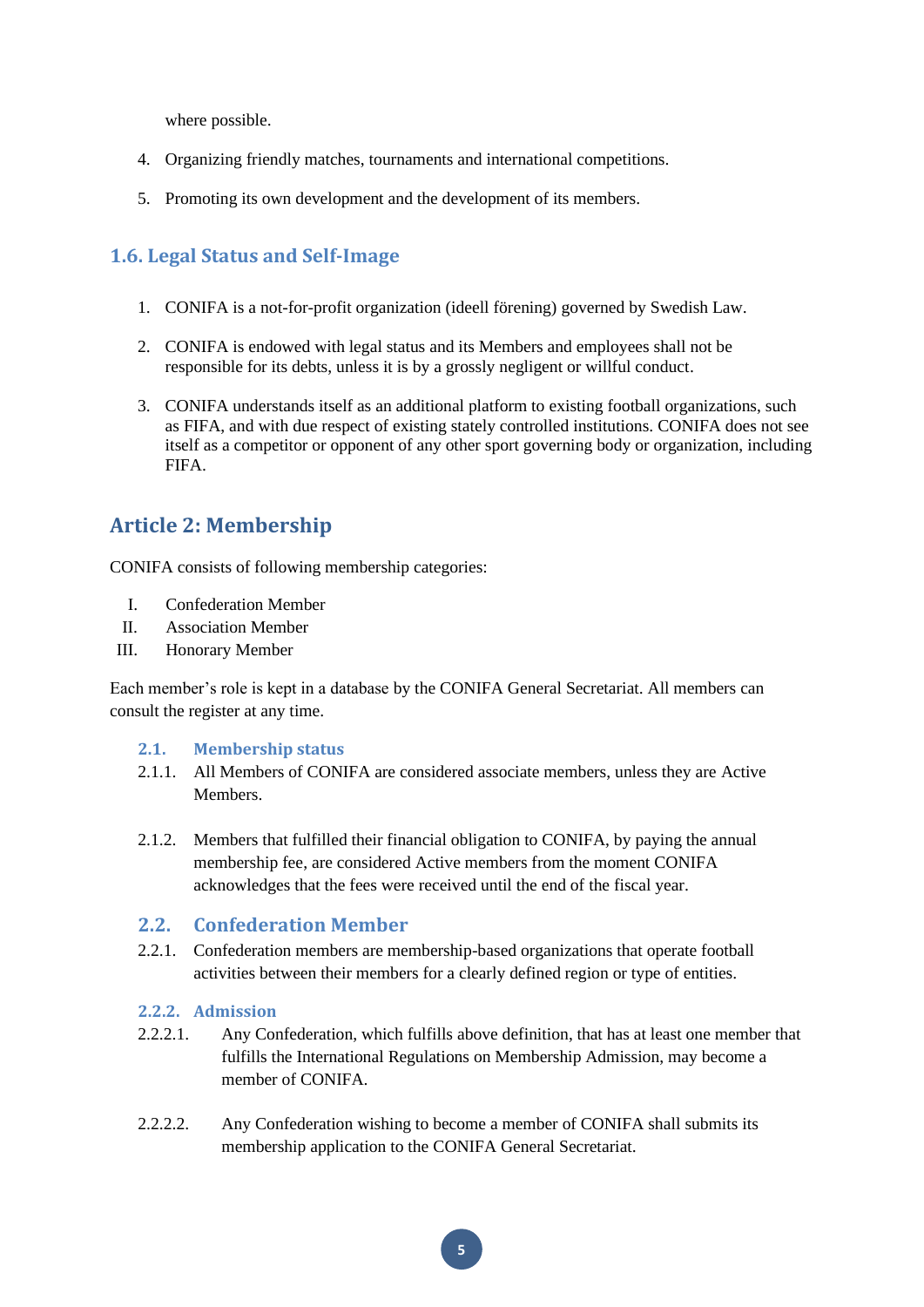where possible.

4. Organizing friendly matches, tournaments and international competitions.

5. Promoting its own development and the development of its members.

### 1.6. Legal Status and Self-Image

1. CONIFA is a not-for-profit organization (ideell förening) governed by Swedish Law.

2. CONIFA is endowed with legal status and its Members and employees shall not be responsible for its debts, unless it is by a grossly negligent or willful conduct.

3. CONIFA understands itself as an additional platform to existing football organizations, such as FIFA, and with due respect of existing stately controlled institutions. CONIFA does not see itself as a competitor or opponent of any other sport governing body or organization, including FIFA.

## Article 2: Membership

CONIFA consists of following membership categories:

I. Confederation Member
II. Association Member
III. Honorary Member

Each member's role is kept in a database by the CONIFA General Secretariat. All members can consult the register at any time.

#### 2.1. Membership status

2.1.1. All Members of CONIFA are considered associate members, unless they are Active Members.

2.1.2. Members that fulfilled their financial obligation to CONIFA, by paying the annual membership fee, are considered Active members from the moment CONIFA acknowledges that the fees were received until the end of the fiscal year.

### 2.2. Confederation Member

2.2.1. Confederation members are membership-based organizations that operate football activities between their members for a clearly defined region or type of entities.

#### 2.2.2. Admission

2.2.2.1. Any Confederation, which fulfills above definition, that has at least one member that fulfills the International Regulations on Membership Admission, may become a member of CONIFA.

2.2.2.2. Any Confederation wishing to become a member of CONIFA shall submits its membership application to the CONIFA General Secretariat.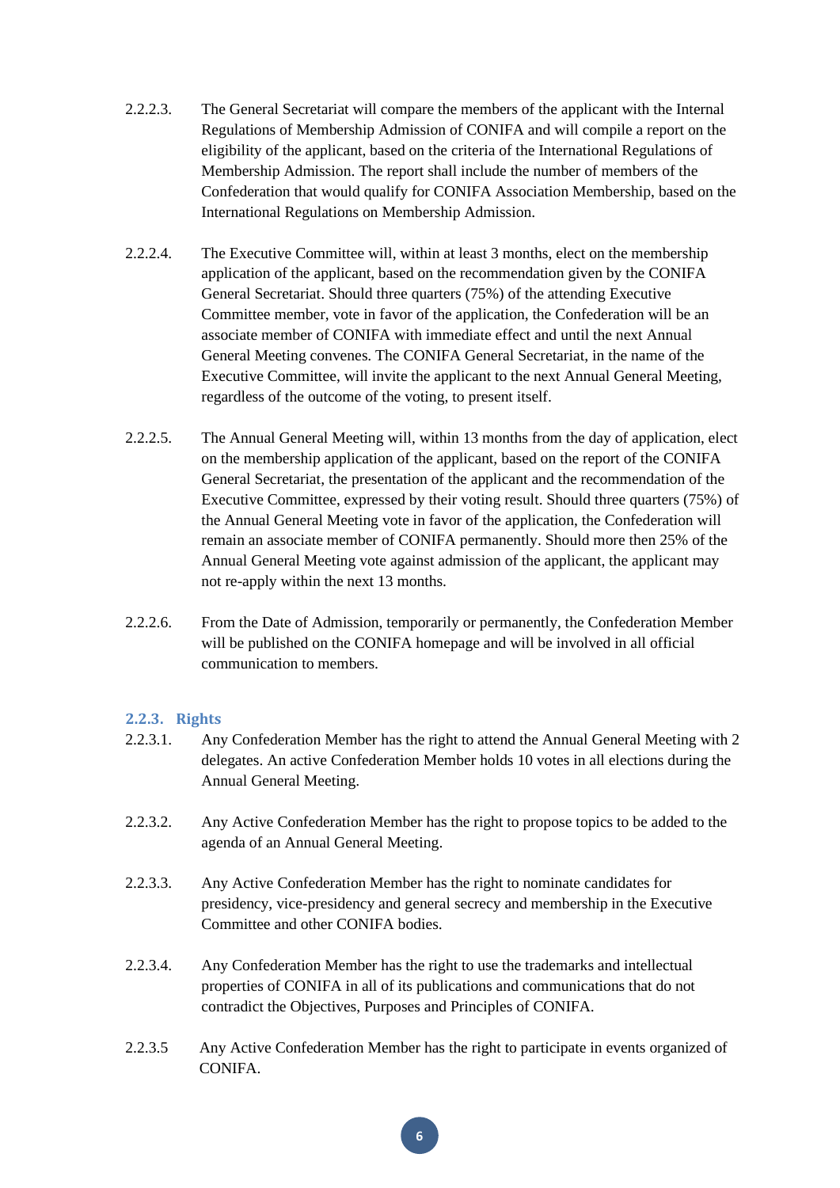2.2.2.3. The General Secretariat will compare the members of the applicant with the Internal Regulations of Membership Admission of CONIFA and will compile a report on the eligibility of the applicant, based on the criteria of the International Regulations of Membership Admission. The report shall include the number of members of the Confederation that would qualify for CONIFA Association Membership, based on the International Regulations on Membership Admission.

2.2.2.4. The Executive Committee will, within at least 3 months, elect on the membership application of the applicant, based on the recommendation given by the CONIFA General Secretariat. Should three quarters (75%) of the attending Executive Committee member, vote in favor of the application, the Confederation will be an associate member of CONIFA with immediate effect and until the next Annual General Meeting convenes. The CONIFA General Secretariat, in the name of the Executive Committee, will invite the applicant to the next Annual General Meeting, regardless of the outcome of the voting, to present itself.

2.2.2.5. The Annual General Meeting will, within 13 months from the day of application, elect on the membership application of the applicant, based on the report of the CONIFA General Secretariat, the presentation of the applicant and the recommendation of the Executive Committee, expressed by their voting result. Should three quarters (75%) of the Annual General Meeting vote in favor of the application, the Confederation will remain an associate member of CONIFA permanently. Should more then 25% of the Annual General Meeting vote against admission of the applicant, the applicant may not re-apply within the next 13 months.

2.2.2.6. From the Date of Admission, temporarily or permanently, the Confederation Member will be published on the CONIFA homepage and will be involved in all official communication to members.

### 2.2.3. Rights

2.2.3.1. Any Confederation Member has the right to attend the Annual General Meeting with 2 delegates. An active Confederation Member holds 10 votes in all elections during the Annual General Meeting.

2.2.3.2. Any Active Confederation Member has the right to propose topics to be added to the agenda of an Annual General Meeting.

2.2.3.3. Any Active Confederation Member has the right to nominate candidates for presidency, vice-presidency and general secrecy and membership in the Executive Committee and other CONIFA bodies.

2.2.3.4. Any Confederation Member has the right to use the trademarks and intellectual properties of CONIFA in all of its publications and communications that do not contradict the Objectives, Purposes and Principles of CONIFA.

2.2.3.5 Any Active Confederation Member has the right to participate in events organized of CONIFA.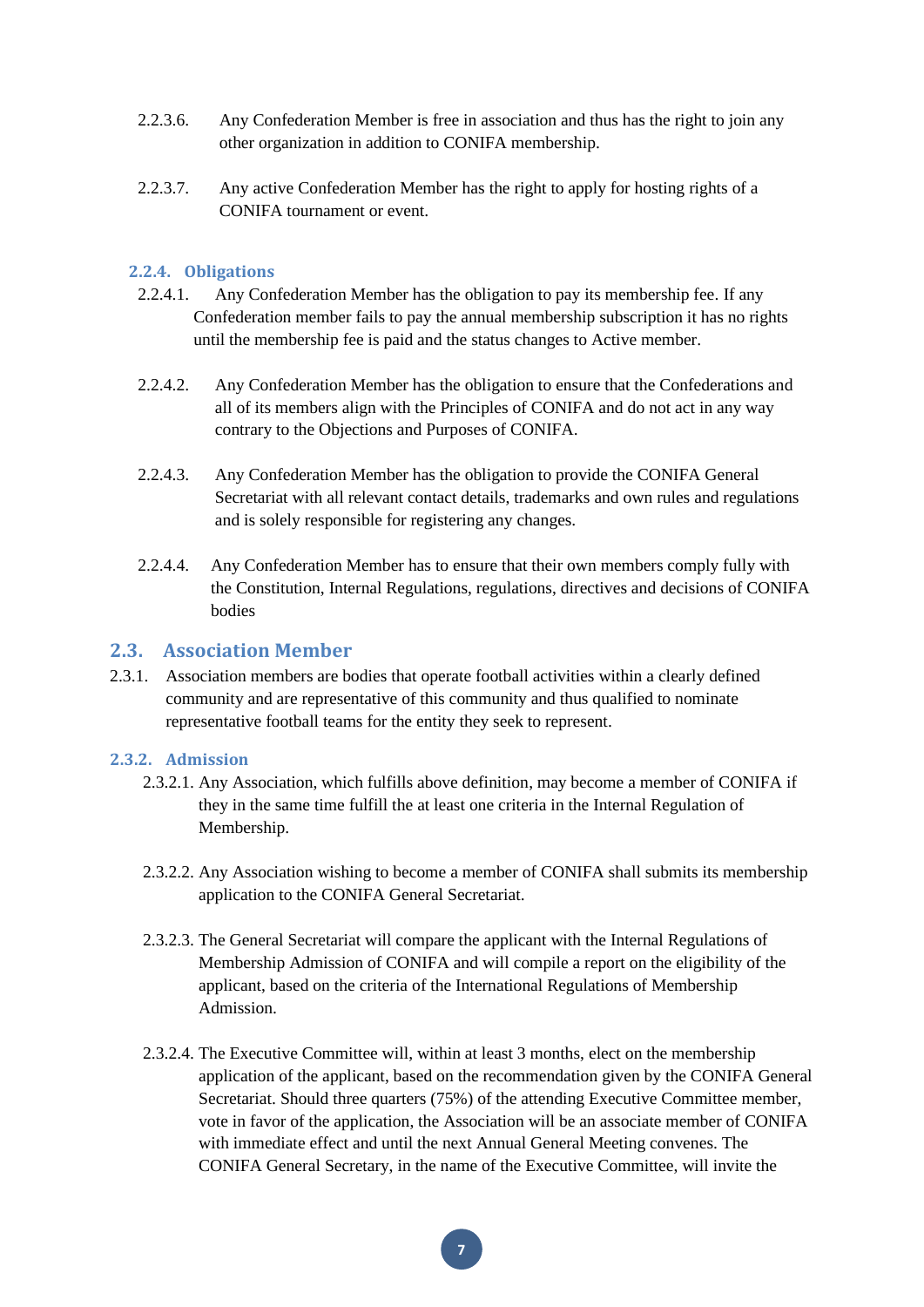2.2.3.6. Any Confederation Member is free in association and thus has the right to join any other organization in addition to CONIFA membership.

2.2.3.7. Any active Confederation Member has the right to apply for hosting rights of a CONIFA tournament or event.

### 2.2.4. Obligations

2.2.4.1. Any Confederation Member has the obligation to pay its membership fee. If any Confederation member fails to pay the annual membership subscription it has no rights until the membership fee is paid and the status changes to Active member.

2.2.4.2. Any Confederation Member has the obligation to ensure that the Confederations and all of its members align with the Principles of CONIFA and do not act in any way contrary to the Objections and Purposes of CONIFA.

2.2.4.3. Any Confederation Member has the obligation to provide the CONIFA General Secretariat with all relevant contact details, trademarks and own rules and regulations and is solely responsible for registering any changes.

2.2.4.4. Any Confederation Member has to ensure that their own members comply fully with the Constitution, Internal Regulations, regulations, directives and decisions of CONIFA bodies

## 2.3. Association Member

2.3.1. Association members are bodies that operate football activities within a clearly defined community and are representative of this community and thus qualified to nominate representative football teams for the entity they seek to represent.

### 2.3.2. Admission

2.3.2.1. Any Association, which fulfills above definition, may become a member of CONIFA if they in the same time fulfill the at least one criteria in the Internal Regulation of Membership.

2.3.2.2. Any Association wishing to become a member of CONIFA shall submits its membership application to the CONIFA General Secretariat.

2.3.2.3. The General Secretariat will compare the applicant with the Internal Regulations of Membership Admission of CONIFA and will compile a report on the eligibility of the applicant, based on the criteria of the International Regulations of Membership Admission.

2.3.2.4. The Executive Committee will, within at least 3 months, elect on the membership application of the applicant, based on the recommendation given by the CONIFA General Secretariat. Should three quarters (75%) of the attending Executive Committee member, vote in favor of the application, the Association will be an associate member of CONIFA with immediate effect and until the next Annual General Meeting convenes. The CONIFA General Secretary, in the name of the Executive Committee, will invite the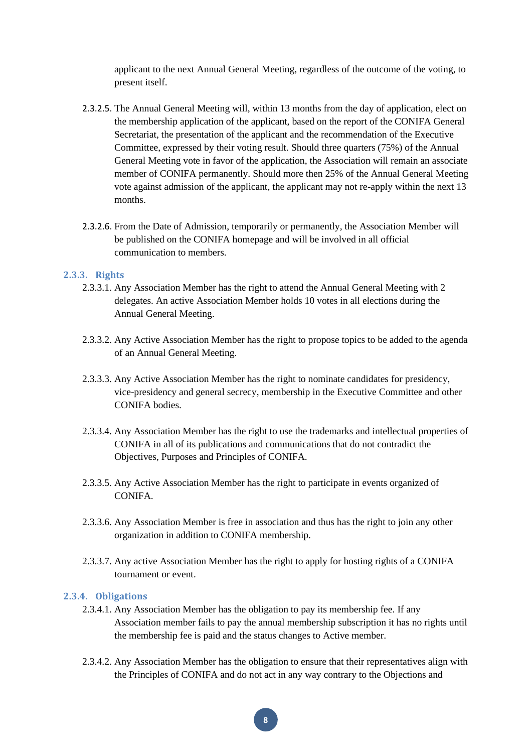applicant to the next Annual General Meeting, regardless of the outcome of the voting, to present itself.

2.3.2.5. The Annual General Meeting will, within 13 months from the day of application, elect on the membership application of the applicant, based on the report of the CONIFA General Secretariat, the presentation of the applicant and the recommendation of the Executive Committee, expressed by their voting result. Should three quarters (75%) of the Annual General Meeting vote in favor of the application, the Association will remain an associate member of CONIFA permanently. Should more then 25% of the Annual General Meeting vote against admission of the applicant, the applicant may not re-apply within the next 13 months.

2.3.2.6. From the Date of Admission, temporarily or permanently, the Association Member will be published on the CONIFA homepage and will be involved in all official communication to members.

### 2.3.3. Rights

2.3.3.1. Any Association Member has the right to attend the Annual General Meeting with 2 delegates. An active Association Member holds 10 votes in all elections during the Annual General Meeting.

2.3.3.2. Any Active Association Member has the right to propose topics to be added to the agenda of an Annual General Meeting.

2.3.3.3. Any Active Association Member has the right to nominate candidates for presidency, vice-presidency and general secrecy, membership in the Executive Committee and other CONIFA bodies.

2.3.3.4. Any Association Member has the right to use the trademarks and intellectual properties of CONIFA in all of its publications and communications that do not contradict the Objectives, Purposes and Principles of CONIFA.

2.3.3.5. Any Active Association Member has the right to participate in events organized of CONIFA.

2.3.3.6. Any Association Member is free in association and thus has the right to join any other organization in addition to CONIFA membership.

2.3.3.7. Any active Association Member has the right to apply for hosting rights of a CONIFA tournament or event.

### 2.3.4. Obligations

2.3.4.1. Any Association Member has the obligation to pay its membership fee. If any Association member fails to pay the annual membership subscription it has no rights until the membership fee is paid and the status changes to Active member.

2.3.4.2. Any Association Member has the obligation to ensure that their representatives align with the Principles of CONIFA and do not act in any way contrary to the Objections and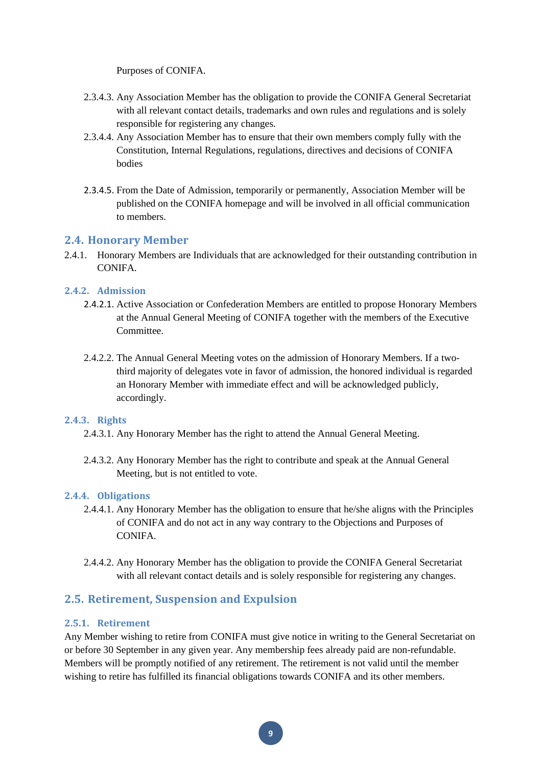Purposes of CONIFA.

2.3.4.3. Any Association Member has the obligation to provide the CONIFA General Secretariat with all relevant contact details, trademarks and own rules and regulations and is solely responsible for registering any changes.

2.3.4.4. Any Association Member has to ensure that their own members comply fully with the Constitution, Internal Regulations, regulations, directives and decisions of CONIFA bodies

2.3.4.5. From the Date of Admission, temporarily or permanently, Association Member will be published on the CONIFA homepage and will be involved in all official communication to members.

## 2.4. Honorary Member

2.4.1. Honorary Members are Individuals that are acknowledged for their outstanding contribution in CONIFA.

### 2.4.2. Admission

2.4.2.1. Active Association or Confederation Members are entitled to propose Honorary Members at the Annual General Meeting of CONIFA together with the members of the Executive Committee.

2.4.2.2. The Annual General Meeting votes on the admission of Honorary Members. If a two-third majority of delegates vote in favor of admission, the honored individual is regarded an Honorary Member with immediate effect and will be acknowledged publicly, accordingly.

### 2.4.3. Rights

2.4.3.1. Any Honorary Member has the right to attend the Annual General Meeting.

2.4.3.2. Any Honorary Member has the right to contribute and speak at the Annual General Meeting, but is not entitled to vote.

### 2.4.4. Obligations

2.4.4.1. Any Honorary Member has the obligation to ensure that he/she aligns with the Principles of CONIFA and do not act in any way contrary to the Objections and Purposes of CONIFA.

2.4.4.2. Any Honorary Member has the obligation to provide the CONIFA General Secretariat with all relevant contact details and is solely responsible for registering any changes.

## 2.5. Retirement, Suspension and Expulsion

### 2.5.1. Retirement

Any Member wishing to retire from CONIFA must give notice in writing to the General Secretariat on or before 30 September in any given year. Any membership fees already paid are non-refundable. Members will be promptly notified of any retirement. The retirement is not valid until the member wishing to retire has fulfilled its financial obligations towards CONIFA and its other members.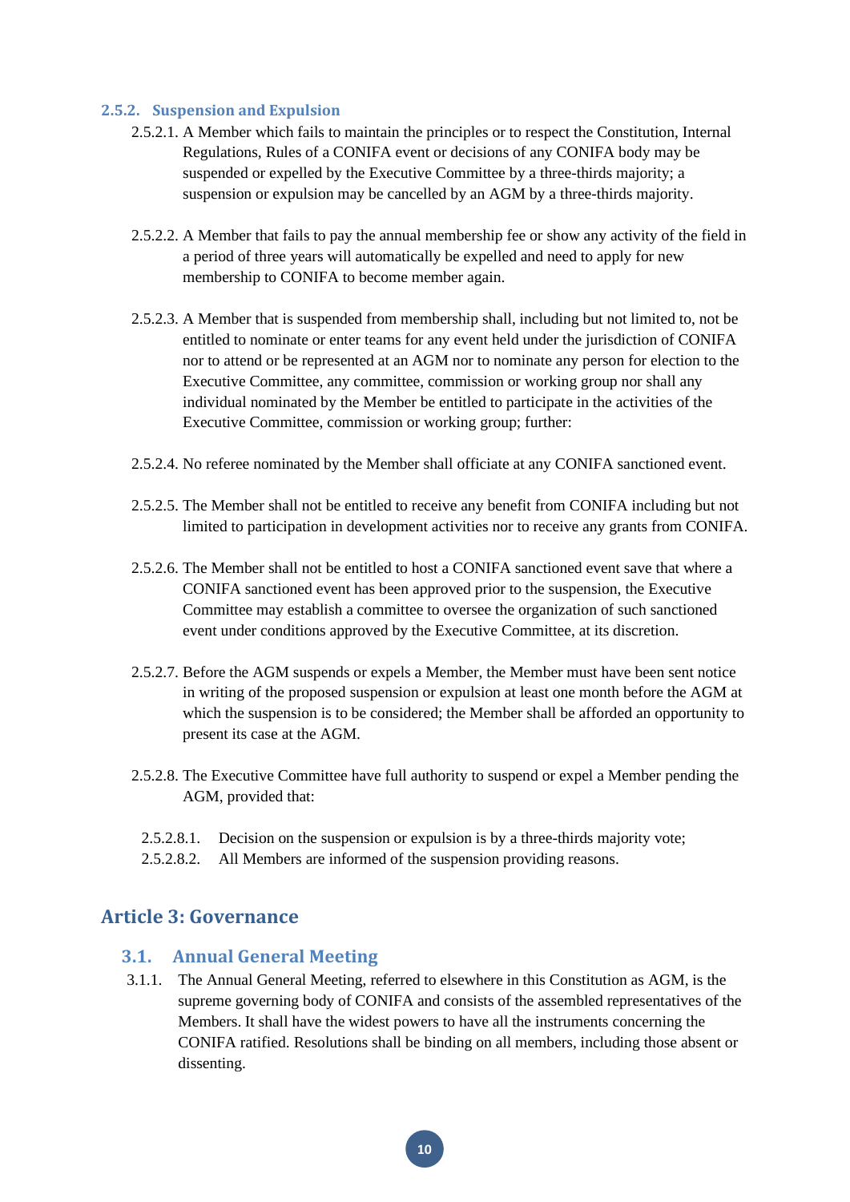### 2.5.2. Suspension and Expulsion

2.5.2.1. A Member which fails to maintain the principles or to respect the Constitution, Internal Regulations, Rules of a CONIFA event or decisions of any CONIFA body may be suspended or expelled by the Executive Committee by a three-thirds majority; a suspension or expulsion may be cancelled by an AGM by a three-thirds majority.

2.5.2.2. A Member that fails to pay the annual membership fee or show any activity of the field in a period of three years will automatically be expelled and need to apply for new membership to CONIFA to become member again.

2.5.2.3. A Member that is suspended from membership shall, including but not limited to, not be entitled to nominate or enter teams for any event held under the jurisdiction of CONIFA nor to attend or be represented at an AGM nor to nominate any person for election to the Executive Committee, any committee, commission or working group nor shall any individual nominated by the Member be entitled to participate in the activities of the Executive Committee, commission or working group; further:

2.5.2.4. No referee nominated by the Member shall officiate at any CONIFA sanctioned event.

2.5.2.5. The Member shall not be entitled to receive any benefit from CONIFA including but not limited to participation in development activities nor to receive any grants from CONIFA.

2.5.2.6. The Member shall not be entitled to host a CONIFA sanctioned event save that where a CONIFA sanctioned event has been approved prior to the suspension, the Executive Committee may establish a committee to oversee the organization of such sanctioned event under conditions approved by the Executive Committee, at its discretion.

2.5.2.7. Before the AGM suspends or expels a Member, the Member must have been sent notice in writing of the proposed suspension or expulsion at least one month before the AGM at which the suspension is to be considered; the Member shall be afforded an opportunity to present its case at the AGM.

2.5.2.8. The Executive Committee have full authority to suspend or expel a Member pending the AGM, provided that:

2.5.2.8.1. Decision on the suspension or expulsion is by a three-thirds majority vote;
2.5.2.8.2. All Members are informed of the suspension providing reasons.

# Article 3: Governance

## 3.1. Annual General Meeting

3.1.1. The Annual General Meeting, referred to elsewhere in this Constitution as AGM, is the supreme governing body of CONIFA and consists of the assembled representatives of the Members. It shall have the widest powers to have all the instruments concerning the CONIFA ratified. Resolutions shall be binding on all members, including those absent or dissenting.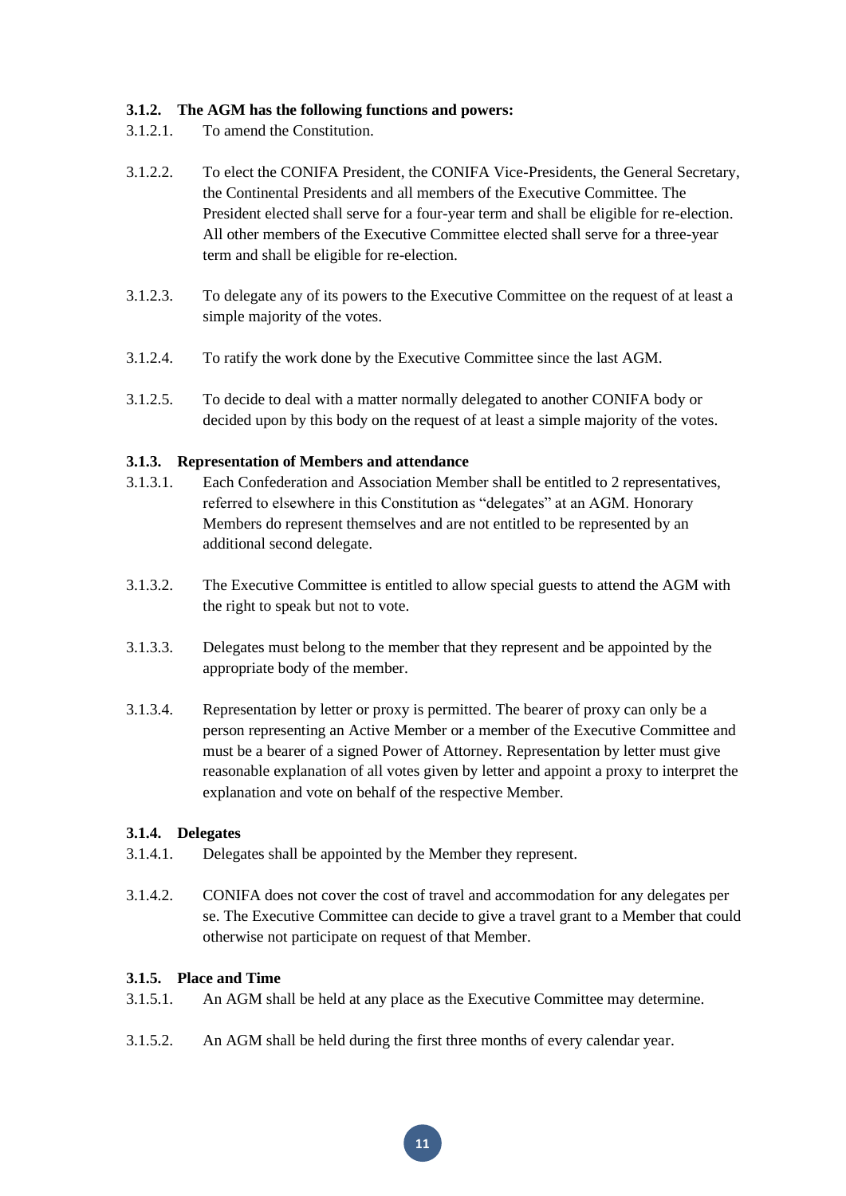#### 3.1.2. The AGM has the following functions and powers:

3.1.2.1. To amend the Constitution.

3.1.2.2. To elect the CONIFA President, the CONIFA Vice-Presidents, the General Secretary, the Continental Presidents and all members of the Executive Committee. The President elected shall serve for a four-year term and shall be eligible for re-election. All other members of the Executive Committee elected shall serve for a three-year term and shall be eligible for re-election.

3.1.2.3. To delegate any of its powers to the Executive Committee on the request of at least a simple majority of the votes.

3.1.2.4. To ratify the work done by the Executive Committee since the last AGM.

3.1.2.5. To decide to deal with a matter normally delegated to another CONIFA body or decided upon by this body on the request of at least a simple majority of the votes.

#### 3.1.3. Representation of Members and attendance

3.1.3.1. Each Confederation and Association Member shall be entitled to 2 representatives, referred to elsewhere in this Constitution as "delegates" at an AGM. Honorary Members do represent themselves and are not entitled to be represented by an additional second delegate.

3.1.3.2. The Executive Committee is entitled to allow special guests to attend the AGM with the right to speak but not to vote.

3.1.3.3. Delegates must belong to the member that they represent and be appointed by the appropriate body of the member.

3.1.3.4. Representation by letter or proxy is permitted. The bearer of proxy can only be a person representing an Active Member or a member of the Executive Committee and must be a bearer of a signed Power of Attorney. Representation by letter must give reasonable explanation of all votes given by letter and appoint a proxy to interpret the explanation and vote on behalf of the respective Member.

#### 3.1.4. Delegates

3.1.4.1. Delegates shall be appointed by the Member they represent.

3.1.4.2. CONIFA does not cover the cost of travel and accommodation for any delegates per se. The Executive Committee can decide to give a travel grant to a Member that could otherwise not participate on request of that Member.

#### 3.1.5. Place and Time

3.1.5.1. An AGM shall be held at any place as the Executive Committee may determine.

3.1.5.2. An AGM shall be held during the first three months of every calendar year.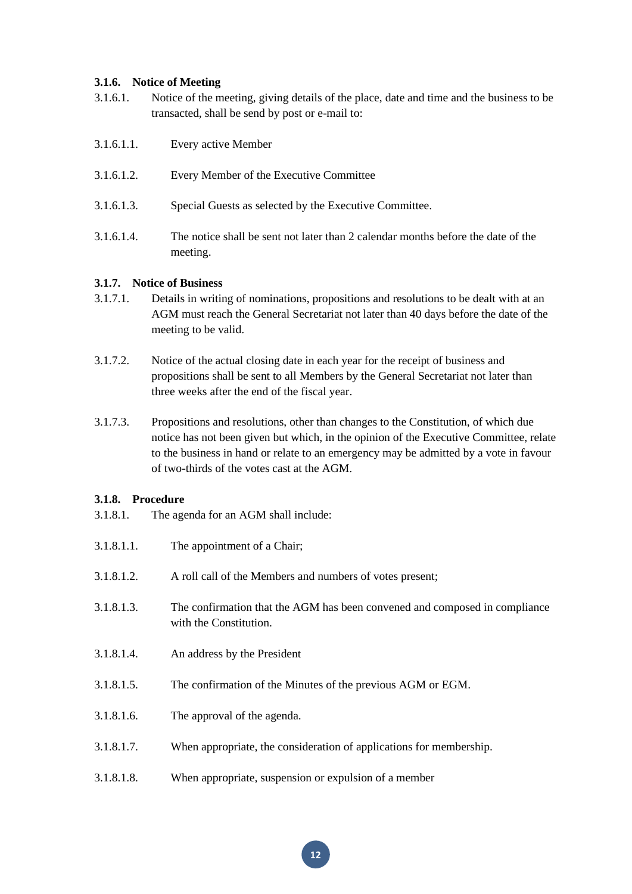### 3.1.6. Notice of Meeting

3.1.6.1. Notice of the meeting, giving details of the place, date and time and the business to be transacted, shall be send by post or e-mail to:

3.1.6.1.1. Every active Member

3.1.6.1.2. Every Member of the Executive Committee

3.1.6.1.3. Special Guests as selected by the Executive Committee.

3.1.6.1.4. The notice shall be sent not later than 2 calendar months before the date of the meeting.

### 3.1.7. Notice of Business

3.1.7.1. Details in writing of nominations, propositions and resolutions to be dealt with at an AGM must reach the General Secretariat not later than 40 days before the date of the meeting to be valid.

3.1.7.2. Notice of the actual closing date in each year for the receipt of business and propositions shall be sent to all Members by the General Secretariat not later than three weeks after the end of the fiscal year.

3.1.7.3. Propositions and resolutions, other than changes to the Constitution, of which due notice has not been given but which, in the opinion of the Executive Committee, relate to the business in hand or relate to an emergency may be admitted by a vote in favour of two-thirds of the votes cast at the AGM.

### 3.1.8. Procedure

3.1.8.1. The agenda for an AGM shall include:

3.1.8.1.1. The appointment of a Chair;

3.1.8.1.2. A roll call of the Members and numbers of votes present;

3.1.8.1.3. The confirmation that the AGM has been convened and composed in compliance with the Constitution.

3.1.8.1.4. An address by the President

3.1.8.1.5. The confirmation of the Minutes of the previous AGM or EGM.

3.1.8.1.6. The approval of the agenda.

3.1.8.1.7. When appropriate, the consideration of applications for membership.

3.1.8.1.8. When appropriate, suspension or expulsion of a member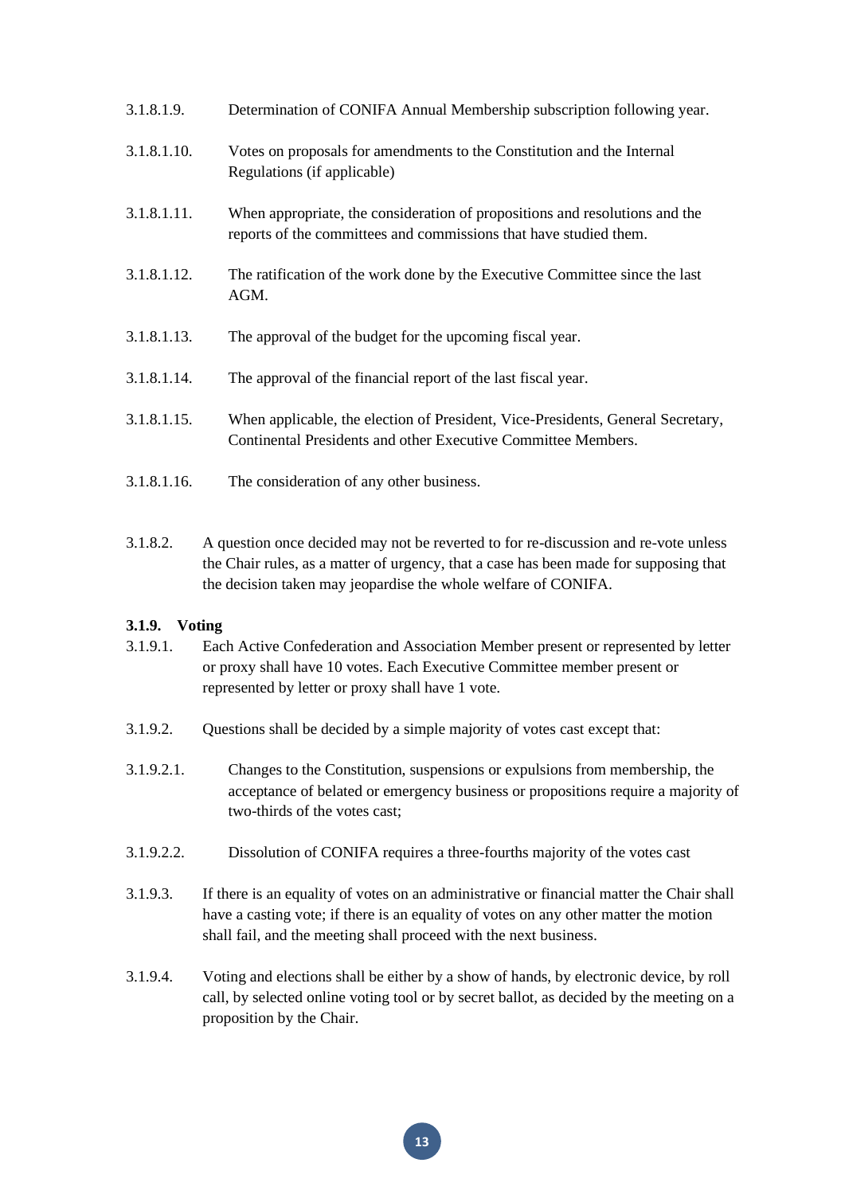3.1.8.1.9. Determination of CONIFA Annual Membership subscription following year.

3.1.8.1.10. Votes on proposals for amendments to the Constitution and the Internal Regulations (if applicable)

3.1.8.1.11. When appropriate, the consideration of propositions and resolutions and the reports of the committees and commissions that have studied them.

3.1.8.1.12. The ratification of the work done by the Executive Committee since the last AGM.

3.1.8.1.13. The approval of the budget for the upcoming fiscal year.

3.1.8.1.14. The approval of the financial report of the last fiscal year.

3.1.8.1.15. When applicable, the election of President, Vice-Presidents, General Secretary, Continental Presidents and other Executive Committee Members.

3.1.8.1.16. The consideration of any other business.

3.1.8.2. A question once decided may not be reverted to for re-discussion and re-vote unless the Chair rules, as a matter of urgency, that a case has been made for supposing that the decision taken may jeopardise the whole welfare of CONIFA.

**3.1.9. Voting**

3.1.9.1. Each Active Confederation and Association Member present or represented by letter or proxy shall have 10 votes. Each Executive Committee member present or represented by letter or proxy shall have 1 vote.

3.1.9.2. Questions shall be decided by a simple majority of votes cast except that:

3.1.9.2.1. Changes to the Constitution, suspensions or expulsions from membership, the acceptance of belated or emergency business or propositions require a majority of two-thirds of the votes cast;

3.1.9.2.2. Dissolution of CONIFA requires a three-fourths majority of the votes cast

3.1.9.3. If there is an equality of votes on an administrative or financial matter the Chair shall have a casting vote; if there is an equality of votes on any other matter the motion shall fail, and the meeting shall proceed with the next business.

3.1.9.4. Voting and elections shall be either by a show of hands, by electronic device, by roll call, by selected online voting tool or by secret ballot, as decided by the meeting on a proposition by the Chair.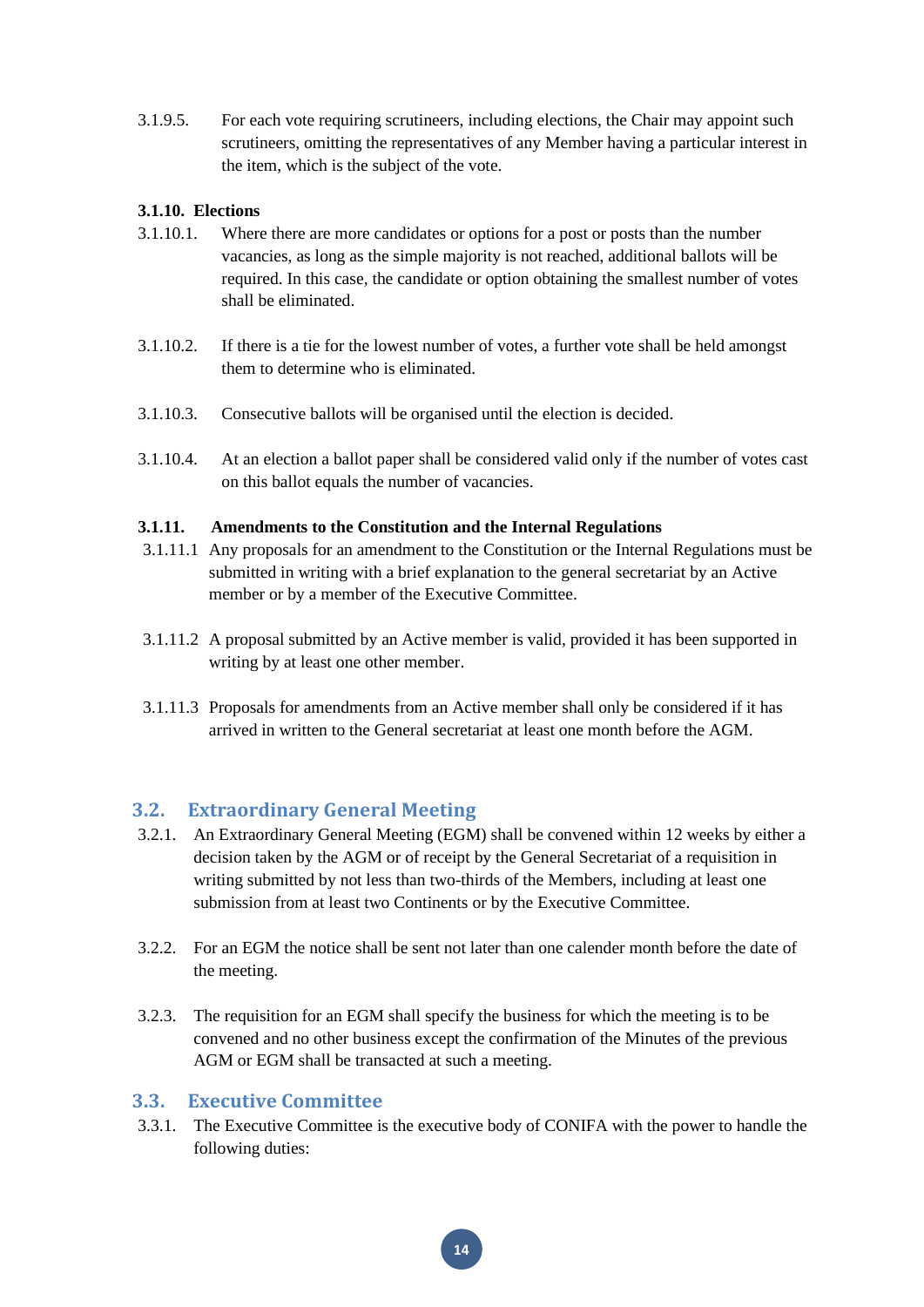3.1.9.5. For each vote requiring scrutineers, including elections, the Chair may appoint such scrutineers, omitting the representatives of any Member having a particular interest in the item, which is the subject of the vote.

**3.1.10. Elections**

3.1.10.1. Where there are more candidates or options for a post or posts than the number vacancies, as long as the simple majority is not reached, additional ballots will be required. In this case, the candidate or option obtaining the smallest number of votes shall be eliminated.

3.1.10.2. If there is a tie for the lowest number of votes, a further vote shall be held amongst them to determine who is eliminated.

3.1.10.3. Consecutive ballots will be organised until the election is decided.

3.1.10.4. At an election a ballot paper shall be considered valid only if the number of votes cast on this ballot equals the number of vacancies.

**3.1.11. Amendments to the Constitution and the Internal Regulations**

3.1.11.1 Any proposals for an amendment to the Constitution or the Internal Regulations must be submitted in writing with a brief explanation to the general secretariat by an Active member or by a member of the Executive Committee.

3.1.11.2 A proposal submitted by an Active member is valid, provided it has been supported in writing by at least one other member.

3.1.11.3 Proposals for amendments from an Active member shall only be considered if it has arrived in written to the General secretariat at least one month before the AGM.

## 3.2. Extraordinary General Meeting

3.2.1. An Extraordinary General Meeting (EGM) shall be convened within 12 weeks by either a decision taken by the AGM or of receipt by the General Secretariat of a requisition in writing submitted by not less than two-thirds of the Members, including at least one submission from at least two Continents or by the Executive Committee.

3.2.2. For an EGM the notice shall be sent not later than one calender month before the date of the meeting.

3.2.3. The requisition for an EGM shall specify the business for which the meeting is to be convened and no other business except the confirmation of the Minutes of the previous AGM or EGM shall be transacted at such a meeting.

## 3.3. Executive Committee

3.3.1. The Executive Committee is the executive body of CONIFA with the power to handle the following duties: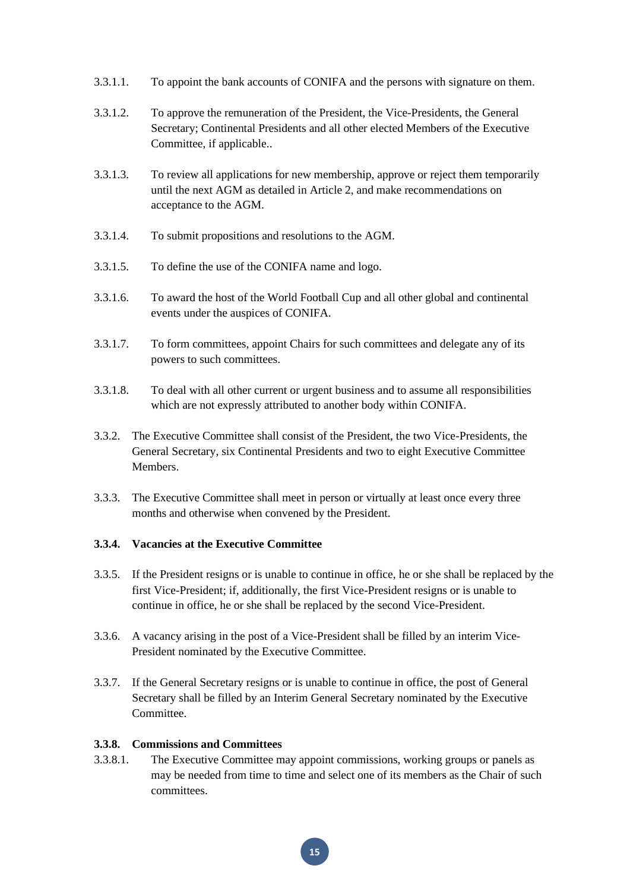3.3.1.1. To appoint the bank accounts of CONIFA and the persons with signature on them.

3.3.1.2. To approve the remuneration of the President, the Vice-Presidents, the General Secretary; Continental Presidents and all other elected Members of the Executive Committee, if applicable..

3.3.1.3. To review all applications for new membership, approve or reject them temporarily until the next AGM as detailed in Article 2, and make recommendations on acceptance to the AGM.

3.3.1.4. To submit propositions and resolutions to the AGM.

3.3.1.5. To define the use of the CONIFA name and logo.

3.3.1.6. To award the host of the World Football Cup and all other global and continental events under the auspices of CONIFA.

3.3.1.7. To form committees, appoint Chairs for such committees and delegate any of its powers to such committees.

3.3.1.8. To deal with all other current or urgent business and to assume all responsibilities which are not expressly attributed to another body within CONIFA.

3.3.2. The Executive Committee shall consist of the President, the two Vice-Presidents, the General Secretary, six Continental Presidents and two to eight Executive Committee Members.

3.3.3. The Executive Committee shall meet in person or virtually at least once every three months and otherwise when convened by the President.

**3.3.4. Vacancies at the Executive Committee**

3.3.5. If the President resigns or is unable to continue in office, he or she shall be replaced by the first Vice-President; if, additionally, the first Vice-President resigns or is unable to continue in office, he or she shall be replaced by the second Vice-President.

3.3.6. A vacancy arising in the post of a Vice-President shall be filled by an interim Vice-President nominated by the Executive Committee.

3.3.7. If the General Secretary resigns or is unable to continue in office, the post of General Secretary shall be filled by an Interim General Secretary nominated by the Executive Committee.

**3.3.8. Commissions and Committees**

3.3.8.1. The Executive Committee may appoint commissions, working groups or panels as may be needed from time to time and select one of its members as the Chair of such committees.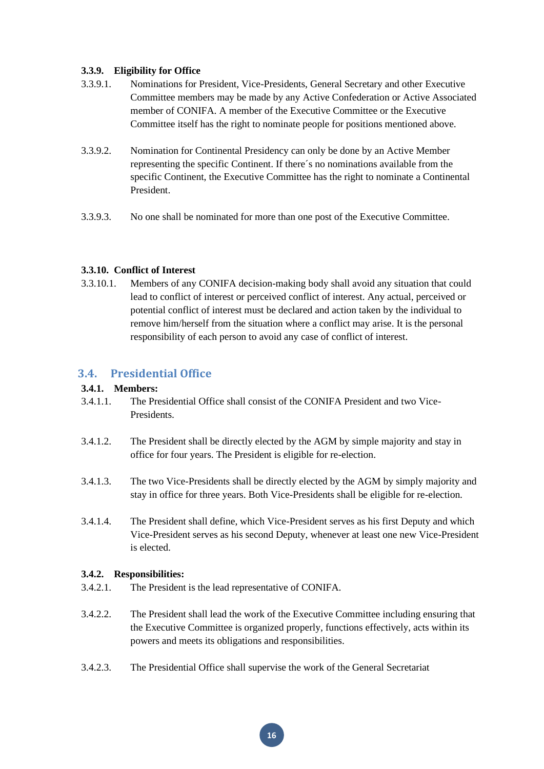#### 3.3.9. Eligibility for Office

3.3.9.1. Nominations for President, Vice-Presidents, General Secretary and other Executive Committee members may be made by any Active Confederation or Active Associated member of CONIFA. A member of the Executive Committee or the Executive Committee itself has the right to nominate people for positions mentioned above.

3.3.9.2. Nomination for Continental Presidency can only be done by an Active Member representing the specific Continent. If there´s no nominations available from the specific Continent, the Executive Committee has the right to nominate a Continental President.

3.3.9.3. No one shall be nominated for more than one post of the Executive Committee.

#### 3.3.10. Conflict of Interest

3.3.10.1. Members of any CONIFA decision-making body shall avoid any situation that could lead to conflict of interest or perceived conflict of interest. Any actual, perceived or potential conflict of interest must be declared and action taken by the individual to remove him/herself from the situation where a conflict may arise. It is the personal responsibility of each person to avoid any case of conflict of interest.

## 3.4. Presidential Office

#### 3.4.1. Members:

3.4.1.1. The Presidential Office shall consist of the CONIFA President and two Vice-Presidents.

3.4.1.2. The President shall be directly elected by the AGM by simple majority and stay in office for four years. The President is eligible for re-election.

3.4.1.3. The two Vice-Presidents shall be directly elected by the AGM by simply majority and stay in office for three years. Both Vice-Presidents shall be eligible for re-election.

3.4.1.4. The President shall define, which Vice-President serves as his first Deputy and which Vice-President serves as his second Deputy, whenever at least one new Vice-President is elected.

#### 3.4.2. Responsibilities:

3.4.2.1. The President is the lead representative of CONIFA.

3.4.2.2. The President shall lead the work of the Executive Committee including ensuring that the Executive Committee is organized properly, functions effectively, acts within its powers and meets its obligations and responsibilities.

3.4.2.3. The Presidential Office shall supervise the work of the General Secretariat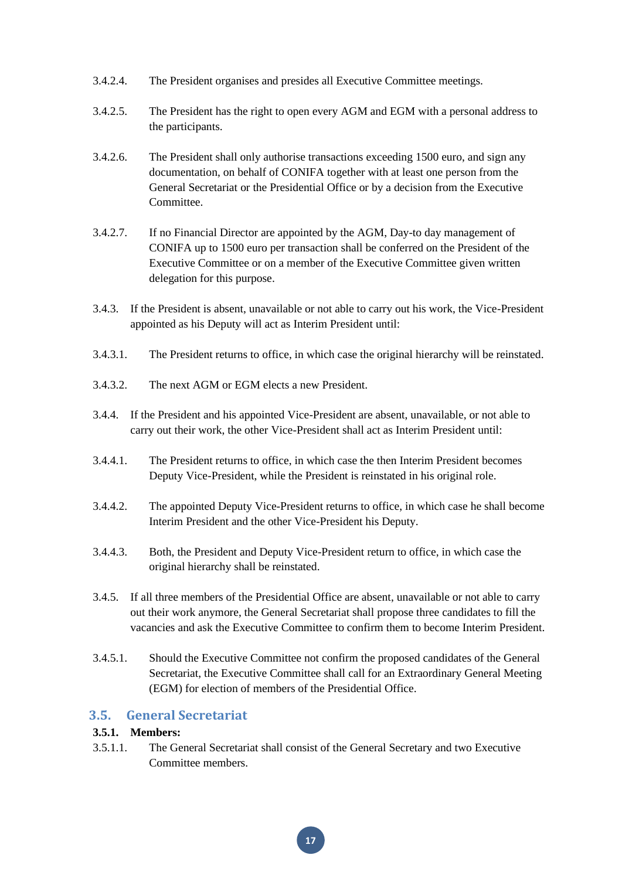3.4.2.4. The President organises and presides all Executive Committee meetings.

3.4.2.5. The President has the right to open every AGM and EGM with a personal address to the participants.

3.4.2.6. The President shall only authorise transactions exceeding 1500 euro, and sign any documentation, on behalf of CONIFA together with at least one person from the General Secretariat or the Presidential Office or by a decision from the Executive Committee.

3.4.2.7. If no Financial Director are appointed by the AGM, Day-to day management of CONIFA up to 1500 euro per transaction shall be conferred on the President of the Executive Committee or on a member of the Executive Committee given written delegation for this purpose.

3.4.3. If the President is absent, unavailable or not able to carry out his work, the Vice-President appointed as his Deputy will act as Interim President until:

3.4.3.1. The President returns to office, in which case the original hierarchy will be reinstated.

3.4.3.2. The next AGM or EGM elects a new President.

3.4.4. If the President and his appointed Vice-President are absent, unavailable, or not able to carry out their work, the other Vice-President shall act as Interim President until:

3.4.4.1. The President returns to office, in which case the then Interim President becomes Deputy Vice-President, while the President is reinstated in his original role.

3.4.4.2. The appointed Deputy Vice-President returns to office, in which case he shall become Interim President and the other Vice-President his Deputy.

3.4.4.3. Both, the President and Deputy Vice-President return to office, in which case the original hierarchy shall be reinstated.

3.4.5. If all three members of the Presidential Office are absent, unavailable or not able to carry out their work anymore, the General Secretariat shall propose three candidates to fill the vacancies and ask the Executive Committee to confirm them to become Interim President.

3.4.5.1. Should the Executive Committee not confirm the proposed candidates of the General Secretariat, the Executive Committee shall call for an Extraordinary General Meeting (EGM) for election of members of the Presidential Office.

## 3.5. General Secretariat

**3.5.1. Members:**

3.5.1.1. The General Secretariat shall consist of the General Secretary and two Executive Committee members.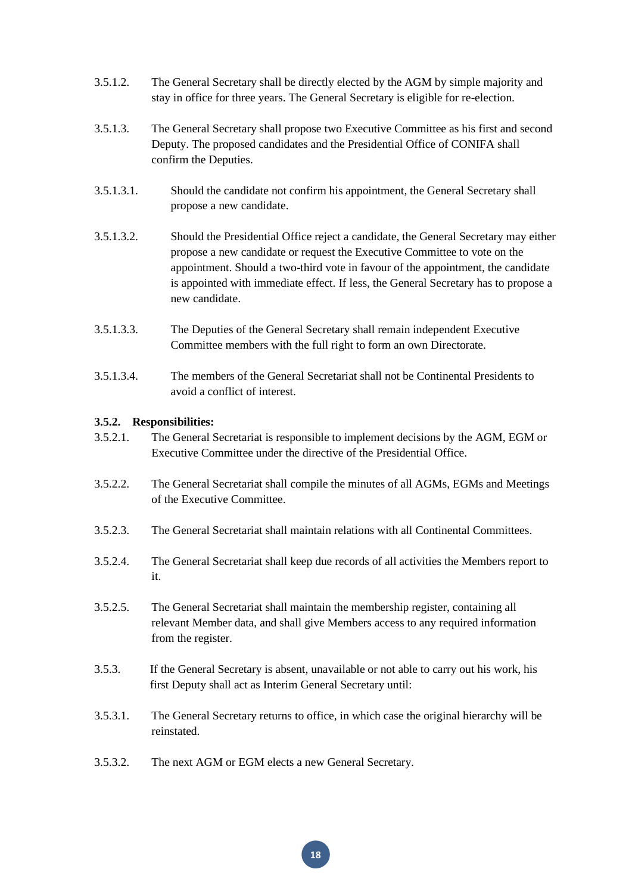3.5.1.2. The General Secretary shall be directly elected by the AGM by simple majority and stay in office for three years. The General Secretary is eligible for re-election.

3.5.1.3. The General Secretary shall propose two Executive Committee as his first and second Deputy. The proposed candidates and the Presidential Office of CONIFA shall confirm the Deputies.

3.5.1.3.1. Should the candidate not confirm his appointment, the General Secretary shall propose a new candidate.

3.5.1.3.2. Should the Presidential Office reject a candidate, the General Secretary may either propose a new candidate or request the Executive Committee to vote on the appointment. Should a two-third vote in favour of the appointment, the candidate is appointed with immediate effect. If less, the General Secretary has to propose a new candidate.

3.5.1.3.3. The Deputies of the General Secretary shall remain independent Executive Committee members with the full right to form an own Directorate.

3.5.1.3.4. The members of the General Secretariat shall not be Continental Presidents to avoid a conflict of interest.

**3.5.2. Responsibilities:**

3.5.2.1. The General Secretariat is responsible to implement decisions by the AGM, EGM or Executive Committee under the directive of the Presidential Office.

3.5.2.2. The General Secretariat shall compile the minutes of all AGMs, EGMs and Meetings of the Executive Committee.

3.5.2.3. The General Secretariat shall maintain relations with all Continental Committees.

3.5.2.4. The General Secretariat shall keep due records of all activities the Members report to it.

3.5.2.5. The General Secretariat shall maintain the membership register, containing all relevant Member data, and shall give Members access to any required information from the register.

3.5.3. If the General Secretary is absent, unavailable or not able to carry out his work, his first Deputy shall act as Interim General Secretary until:

3.5.3.1. The General Secretary returns to office, in which case the original hierarchy will be reinstated.

3.5.3.2. The next AGM or EGM elects a new General Secretary.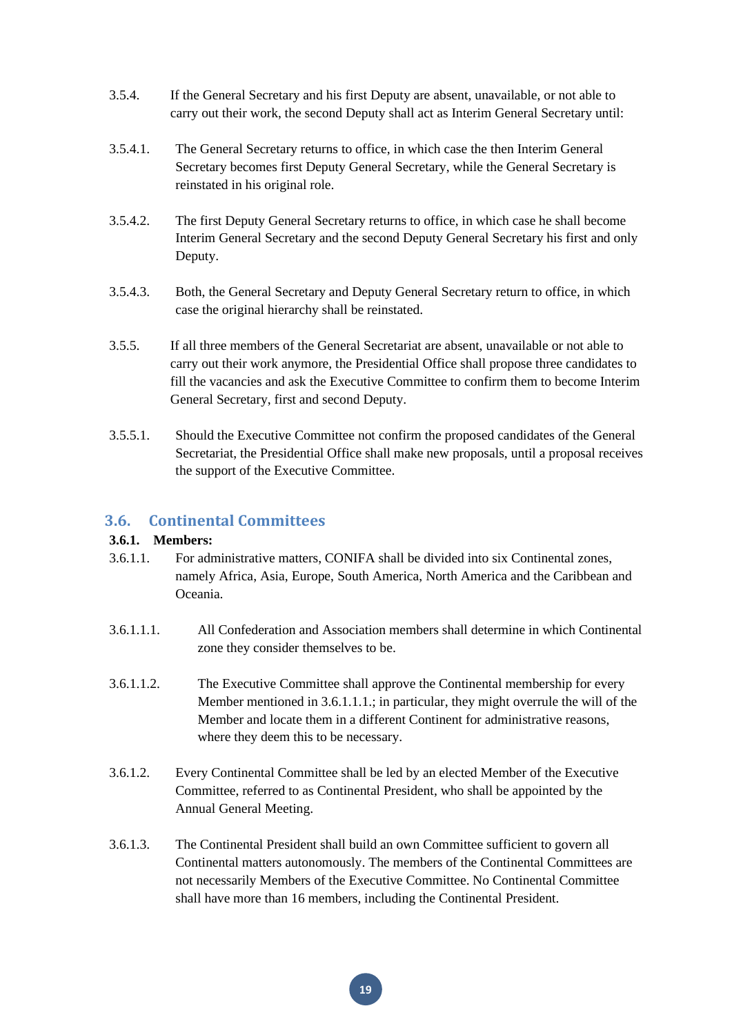3.5.4. If the General Secretary and his first Deputy are absent, unavailable, or not able to carry out their work, the second Deputy shall act as Interim General Secretary until:

3.5.4.1. The General Secretary returns to office, in which case the then Interim General Secretary becomes first Deputy General Secretary, while the General Secretary is reinstated in his original role.

3.5.4.2. The first Deputy General Secretary returns to office, in which case he shall become Interim General Secretary and the second Deputy General Secretary his first and only Deputy.

3.5.4.3. Both, the General Secretary and Deputy General Secretary return to office, in which case the original hierarchy shall be reinstated.

3.5.5. If all three members of the General Secretariat are absent, unavailable or not able to carry out their work anymore, the Presidential Office shall propose three candidates to fill the vacancies and ask the Executive Committee to confirm them to become Interim General Secretary, first and second Deputy.

3.5.5.1. Should the Executive Committee not confirm the proposed candidates of the General Secretariat, the Presidential Office shall make new proposals, until a proposal receives the support of the Executive Committee.

## 3.6. Continental Committees

**3.6.1. Members:**

3.6.1.1. For administrative matters, CONIFA shall be divided into six Continental zones, namely Africa, Asia, Europe, South America, North America and the Caribbean and Oceania.

3.6.1.1.1. All Confederation and Association members shall determine in which Continental zone they consider themselves to be.

3.6.1.1.2. The Executive Committee shall approve the Continental membership for every Member mentioned in 3.6.1.1.1.; in particular, they might overrule the will of the Member and locate them in a different Continent for administrative reasons, where they deem this to be necessary.

3.6.1.2. Every Continental Committee shall be led by an elected Member of the Executive Committee, referred to as Continental President, who shall be appointed by the Annual General Meeting.

3.6.1.3. The Continental President shall build an own Committee sufficient to govern all Continental matters autonomously. The members of the Continental Committees are not necessarily Members of the Executive Committee. No Continental Committee shall have more than 16 members, including the Continental President.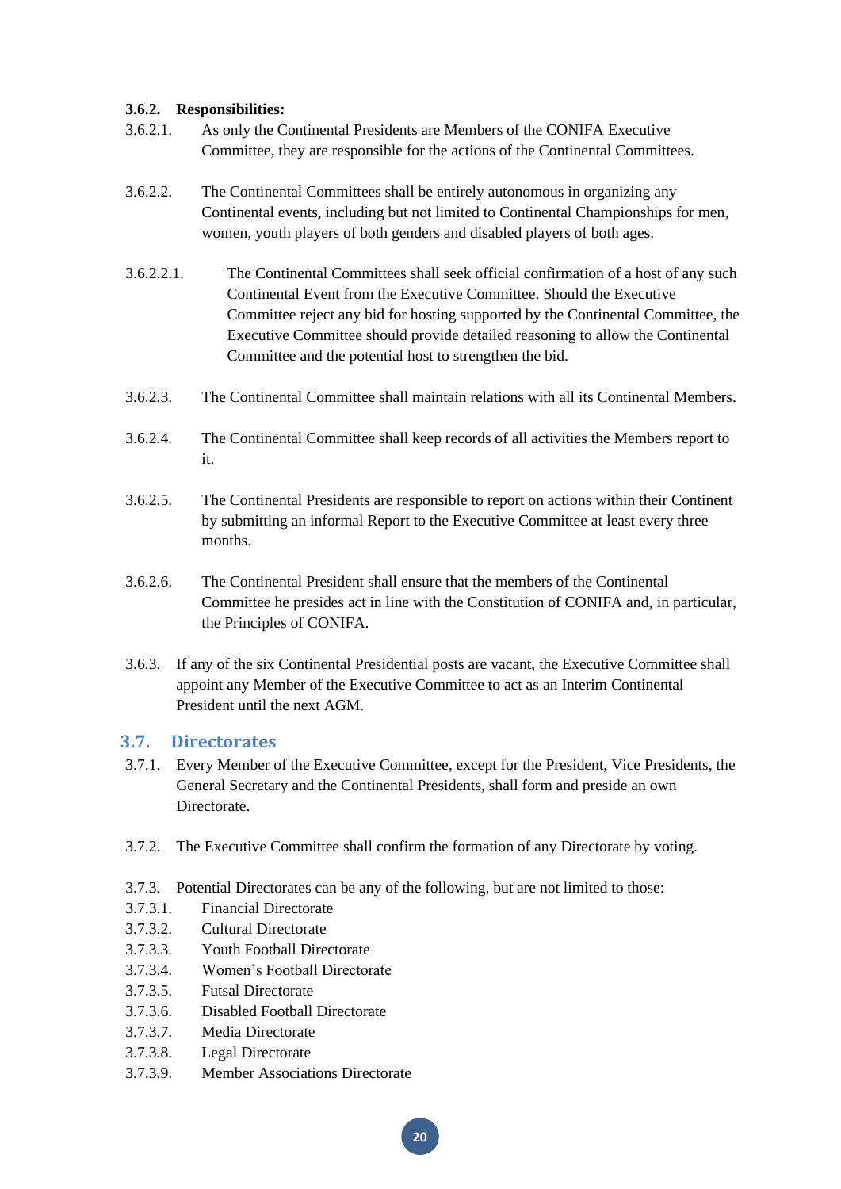**3.6.2. Responsibilities:**

3.6.2.1. As only the Continental Presidents are Members of the CONIFA Executive Committee, they are responsible for the actions of the Continental Committees.

3.6.2.2. The Continental Committees shall be entirely autonomous in organizing any Continental events, including but not limited to Continental Championships for men, women, youth players of both genders and disabled players of both ages.

3.6.2.2.1. The Continental Committees shall seek official confirmation of a host of any such Continental Event from the Executive Committee. Should the Executive Committee reject any bid for hosting supported by the Continental Committee, the Executive Committee should provide detailed reasoning to allow the Continental Committee and the potential host to strengthen the bid.

3.6.2.3. The Continental Committee shall maintain relations with all its Continental Members.

3.6.2.4. The Continental Committee shall keep records of all activities the Members report to it.

3.6.2.5. The Continental Presidents are responsible to report on actions within their Continent by submitting an informal Report to the Executive Committee at least every three months.

3.6.2.6. The Continental President shall ensure that the members of the Continental Committee he presides act in line with the Constitution of CONIFA and, in particular, the Principles of CONIFA.

3.6.3. If any of the six Continental Presidential posts are vacant, the Executive Committee shall appoint any Member of the Executive Committee to act as an Interim Continental President until the next AGM.

## 3.7. Directorates

3.7.1. Every Member of the Executive Committee, except for the President, Vice Presidents, the General Secretary and the Continental Presidents, shall form and preside an own Directorate.

3.7.2. The Executive Committee shall confirm the formation of any Directorate by voting.

3.7.3. Potential Directorates can be any of the following, but are not limited to those:

3.7.3.1. Financial Directorate
3.7.3.2. Cultural Directorate
3.7.3.3. Youth Football Directorate
3.7.3.4. Women's Football Directorate
3.7.3.5. Futsal Directorate
3.7.3.6. Disabled Football Directorate
3.7.3.7. Media Directorate
3.7.3.8. Legal Directorate
3.7.3.9. Member Associations Directorate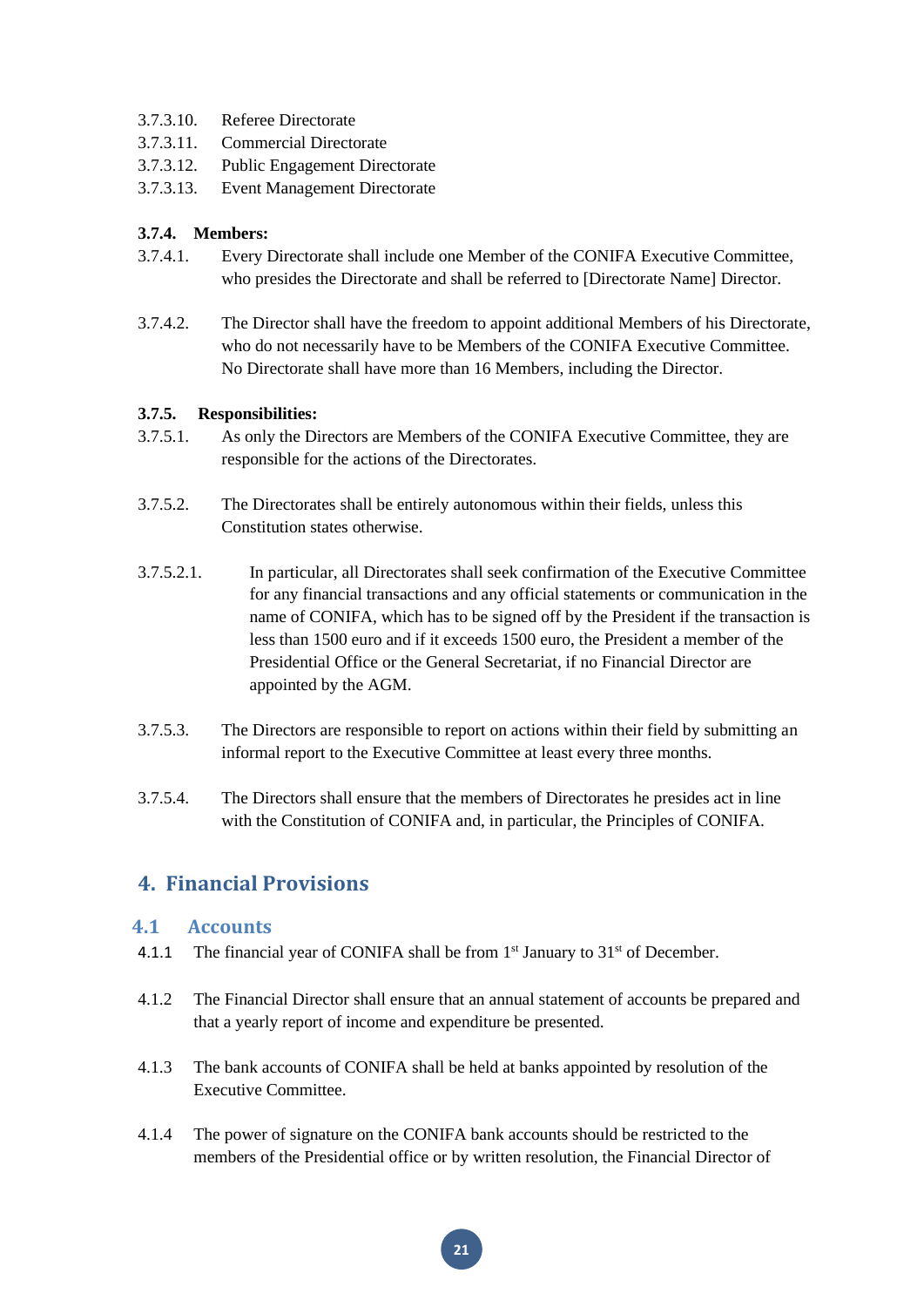3.7.3.10. Referee Directorate
3.7.3.11. Commercial Directorate
3.7.3.12. Public Engagement Directorate
3.7.3.13. Event Management Directorate

**3.7.4. Members:**

3.7.4.1. Every Directorate shall include one Member of the CONIFA Executive Committee, who presides the Directorate and shall be referred to [Directorate Name] Director.

3.7.4.2. The Director shall have the freedom to appoint additional Members of his Directorate, who do not necessarily have to be Members of the CONIFA Executive Committee. No Directorate shall have more than 16 Members, including the Director.

**3.7.5. Responsibilities:**

3.7.5.1. As only the Directors are Members of the CONIFA Executive Committee, they are responsible for the actions of the Directorates.

3.7.5.2. The Directorates shall be entirely autonomous within their fields, unless this Constitution states otherwise.

3.7.5.2.1. In particular, all Directorates shall seek confirmation of the Executive Committee for any financial transactions and any official statements or communication in the name of CONIFA, which has to be signed off by the President if the transaction is less than 1500 euro and if it exceeds 1500 euro, the President a member of the Presidential Office or the General Secretariat, if no Financial Director are appointed by the AGM.

3.7.5.3. The Directors are responsible to report on actions within their field by submitting an informal report to the Executive Committee at least every three months.

3.7.5.4. The Directors shall ensure that the members of Directorates he presides act in line with the Constitution of CONIFA and, in particular, the Principles of CONIFA.

# 4. Financial Provisions

## 4.1 Accounts

4.1.1 The financial year of CONIFA shall be from 1st January to 31st of December.

4.1.2 The Financial Director shall ensure that an annual statement of accounts be prepared and that a yearly report of income and expenditure be presented.

4.1.3 The bank accounts of CONIFA shall be held at banks appointed by resolution of the Executive Committee.

4.1.4 The power of signature on the CONIFA bank accounts should be restricted to the members of the Presidential office or by written resolution, the Financial Director of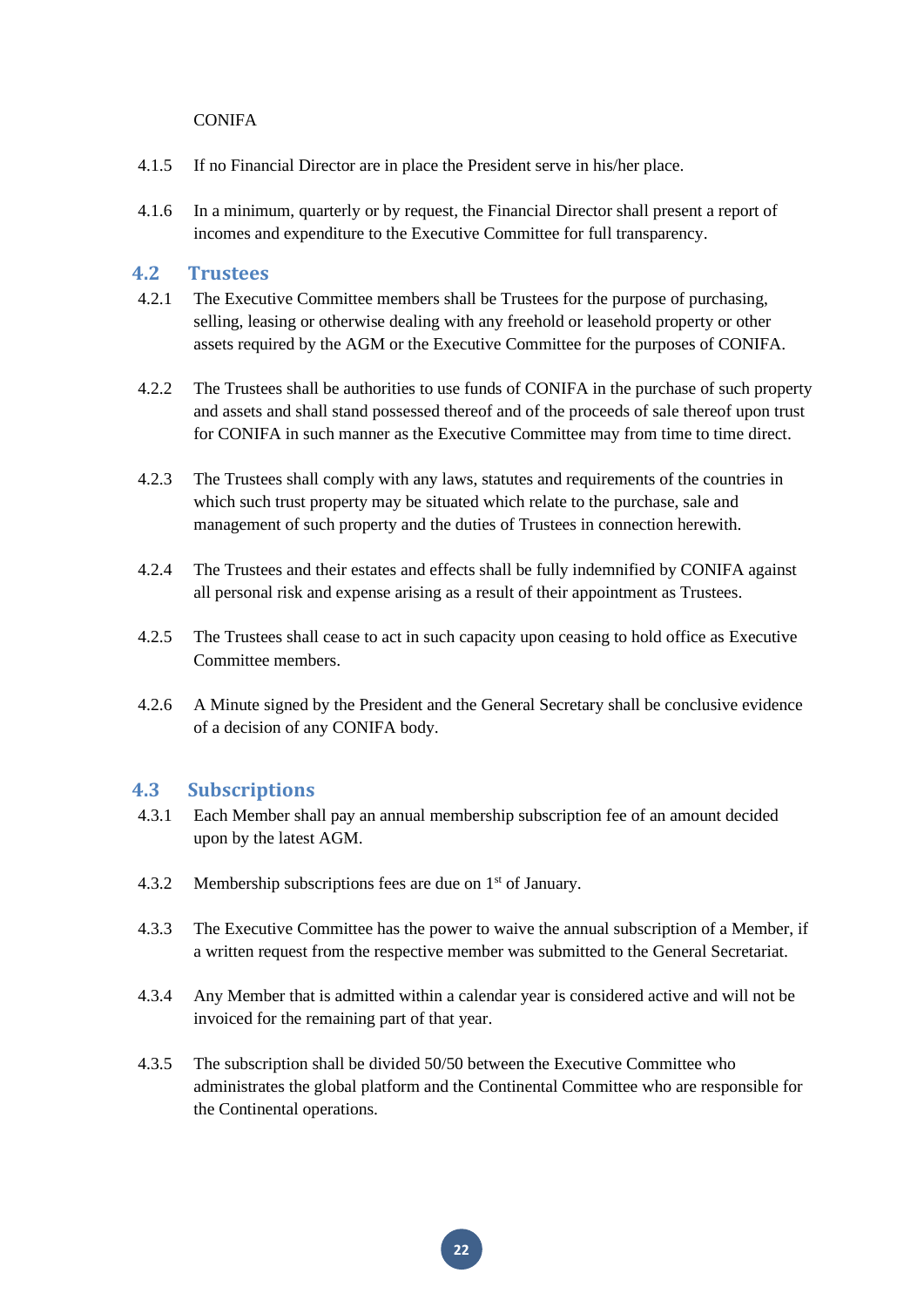CONIFA

4.1.5 If no Financial Director are in place the President serve in his/her place.

4.1.6 In a minimum, quarterly or by request, the Financial Director shall present a report of incomes and expenditure to the Executive Committee for full transparency.

## 4.2 Trustees

4.2.1 The Executive Committee members shall be Trustees for the purpose of purchasing, selling, leasing or otherwise dealing with any freehold or leasehold property or other assets required by the AGM or the Executive Committee for the purposes of CONIFA.

4.2.2 The Trustees shall be authorities to use funds of CONIFA in the purchase of such property and assets and shall stand possessed thereof and of the proceeds of sale thereof upon trust for CONIFA in such manner as the Executive Committee may from time to time direct.

4.2.3 The Trustees shall comply with any laws, statutes and requirements of the countries in which such trust property may be situated which relate to the purchase, sale and management of such property and the duties of Trustees in connection herewith.

4.2.4 The Trustees and their estates and effects shall be fully indemnified by CONIFA against all personal risk and expense arising as a result of their appointment as Trustees.

4.2.5 The Trustees shall cease to act in such capacity upon ceasing to hold office as Executive Committee members.

4.2.6 A Minute signed by the President and the General Secretary shall be conclusive evidence of a decision of any CONIFA body.

## 4.3 Subscriptions

4.3.1 Each Member shall pay an annual membership subscription fee of an amount decided upon by the latest AGM.

4.3.2 Membership subscriptions fees are due on 1st of January.

4.3.3 The Executive Committee has the power to waive the annual subscription of a Member, if a written request from the respective member was submitted to the General Secretariat.

4.3.4 Any Member that is admitted within a calendar year is considered active and will not be invoiced for the remaining part of that year.

4.3.5 The subscription shall be divided 50/50 between the Executive Committee who administrates the global platform and the Continental Committee who are responsible for the Continental operations.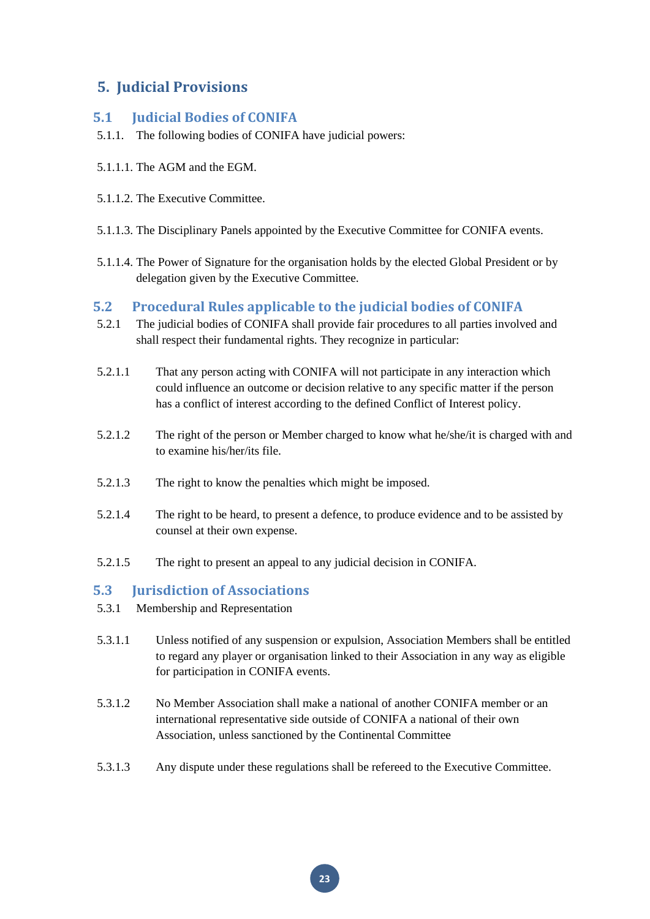## 5. Judicial Provisions

### 5.1 Judicial Bodies of CONIFA

5.1.1. The following bodies of CONIFA have judicial powers:

5.1.1.1. The AGM and the EGM.

5.1.1.2. The Executive Committee.

5.1.1.3. The Disciplinary Panels appointed by the Executive Committee for CONIFA events.

5.1.1.4. The Power of Signature for the organisation holds by the elected Global President or by delegation given by the Executive Committee.

### 5.2 Procedural Rules applicable to the judicial bodies of CONIFA

5.2.1 The judicial bodies of CONIFA shall provide fair procedures to all parties involved and shall respect their fundamental rights. They recognize in particular:

5.2.1.1 That any person acting with CONIFA will not participate in any interaction which could influence an outcome or decision relative to any specific matter if the person has a conflict of interest according to the defined Conflict of Interest policy.

5.2.1.2 The right of the person or Member charged to know what he/she/it is charged with and to examine his/her/its file.

5.2.1.3 The right to know the penalties which might be imposed.

5.2.1.4 The right to be heard, to present a defence, to produce evidence and to be assisted by counsel at their own expense.

5.2.1.5 The right to present an appeal to any judicial decision in CONIFA.

### 5.3 Jurisdiction of Associations

5.3.1 Membership and Representation

5.3.1.1 Unless notified of any suspension or expulsion, Association Members shall be entitled to regard any player or organisation linked to their Association in any way as eligible for participation in CONIFA events.

5.3.1.2 No Member Association shall make a national of another CONIFA member or an international representative side outside of CONIFA a national of their own Association, unless sanctioned by the Continental Committee

5.3.1.3 Any dispute under these regulations shall be refereed to the Executive Committee.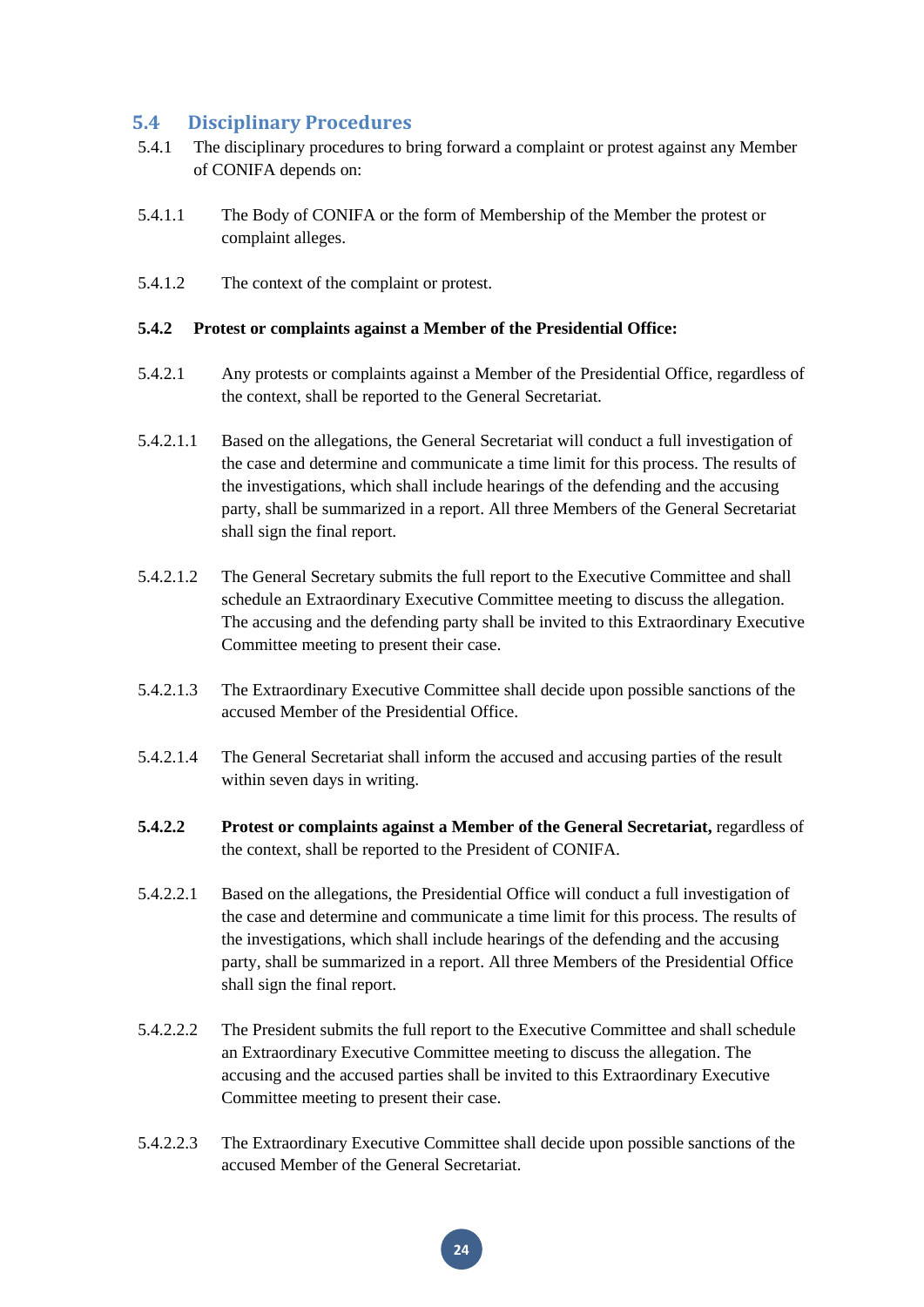## 5.4 Disciplinary Procedures

5.4.1 The disciplinary procedures to bring forward a complaint or protest against any Member of CONIFA depends on:

5.4.1.1 The Body of CONIFA or the form of Membership of the Member the protest or complaint alleges.

5.4.1.2 The context of the complaint or protest.

**5.4.2 Protest or complaints against a Member of the Presidential Office:**

5.4.2.1 Any protests or complaints against a Member of the Presidential Office, regardless of the context, shall be reported to the General Secretariat.

5.4.2.1.1 Based on the allegations, the General Secretariat will conduct a full investigation of the case and determine and communicate a time limit for this process. The results of the investigations, which shall include hearings of the defending and the accusing party, shall be summarized in a report. All three Members of the General Secretariat shall sign the final report.

5.4.2.1.2 The General Secretary submits the full report to the Executive Committee and shall schedule an Extraordinary Executive Committee meeting to discuss the allegation. The accusing and the defending party shall be invited to this Extraordinary Executive Committee meeting to present their case.

5.4.2.1.3 The Extraordinary Executive Committee shall decide upon possible sanctions of the accused Member of the Presidential Office.

5.4.2.1.4 The General Secretariat shall inform the accused and accusing parties of the result within seven days in writing.

**5.4.2.2 Protest or complaints against a Member of the General Secretariat,** regardless of the context, shall be reported to the President of CONIFA.

5.4.2.2.1 Based on the allegations, the Presidential Office will conduct a full investigation of the case and determine and communicate a time limit for this process. The results of the investigations, which shall include hearings of the defending and the accusing party, shall be summarized in a report. All three Members of the Presidential Office shall sign the final report.

5.4.2.2.2 The President submits the full report to the Executive Committee and shall schedule an Extraordinary Executive Committee meeting to discuss the allegation. The accusing and the accused parties shall be invited to this Extraordinary Executive Committee meeting to present their case.

5.4.2.2.3 The Extraordinary Executive Committee shall decide upon possible sanctions of the accused Member of the General Secretariat.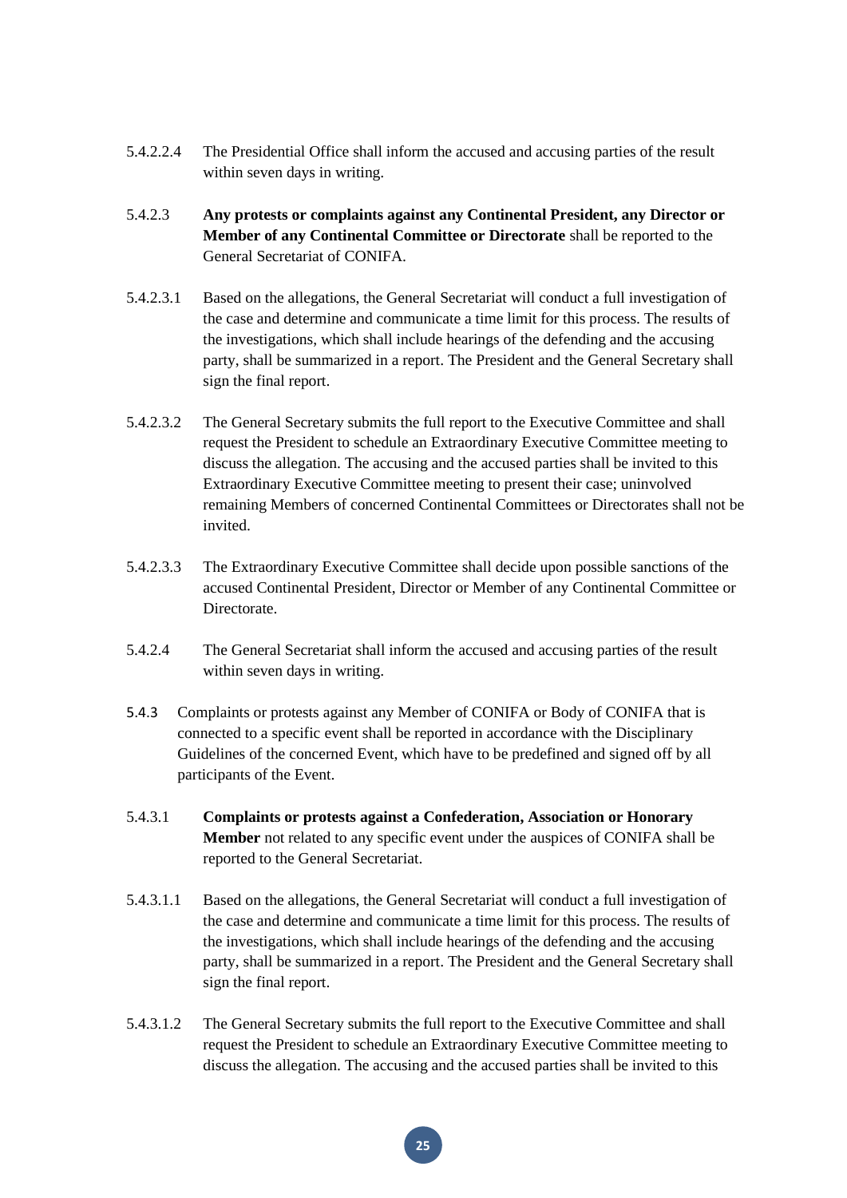5.4.2.2.4 The Presidential Office shall inform the accused and accusing parties of the result within seven days in writing.

5.4.2.3 **Any protests or complaints against any Continental President, any Director or Member of any Continental Committee or Directorate** shall be reported to the General Secretariat of CONIFA.

5.4.2.3.1 Based on the allegations, the General Secretariat will conduct a full investigation of the case and determine and communicate a time limit for this process. The results of the investigations, which shall include hearings of the defending and the accusing party, shall be summarized in a report. The President and the General Secretary shall sign the final report.

5.4.2.3.2 The General Secretary submits the full report to the Executive Committee and shall request the President to schedule an Extraordinary Executive Committee meeting to discuss the allegation. The accusing and the accused parties shall be invited to this Extraordinary Executive Committee meeting to present their case; uninvolved remaining Members of concerned Continental Committees or Directorates shall not be invited.

5.4.2.3.3 The Extraordinary Executive Committee shall decide upon possible sanctions of the accused Continental President, Director or Member of any Continental Committee or Directorate.

5.4.2.4 The General Secretariat shall inform the accused and accusing parties of the result within seven days in writing.

5.4.3 Complaints or protests against any Member of CONIFA or Body of CONIFA that is connected to a specific event shall be reported in accordance with the Disciplinary Guidelines of the concerned Event, which have to be predefined and signed off by all participants of the Event.

5.4.3.1 **Complaints or protests against a Confederation, Association or Honorary Member** not related to any specific event under the auspices of CONIFA shall be reported to the General Secretariat.

5.4.3.1.1 Based on the allegations, the General Secretariat will conduct a full investigation of the case and determine and communicate a time limit for this process. The results of the investigations, which shall include hearings of the defending and the accusing party, shall be summarized in a report. The President and the General Secretary shall sign the final report.

5.4.3.1.2 The General Secretary submits the full report to the Executive Committee and shall request the President to schedule an Extraordinary Executive Committee meeting to discuss the allegation. The accusing and the accused parties shall be invited to this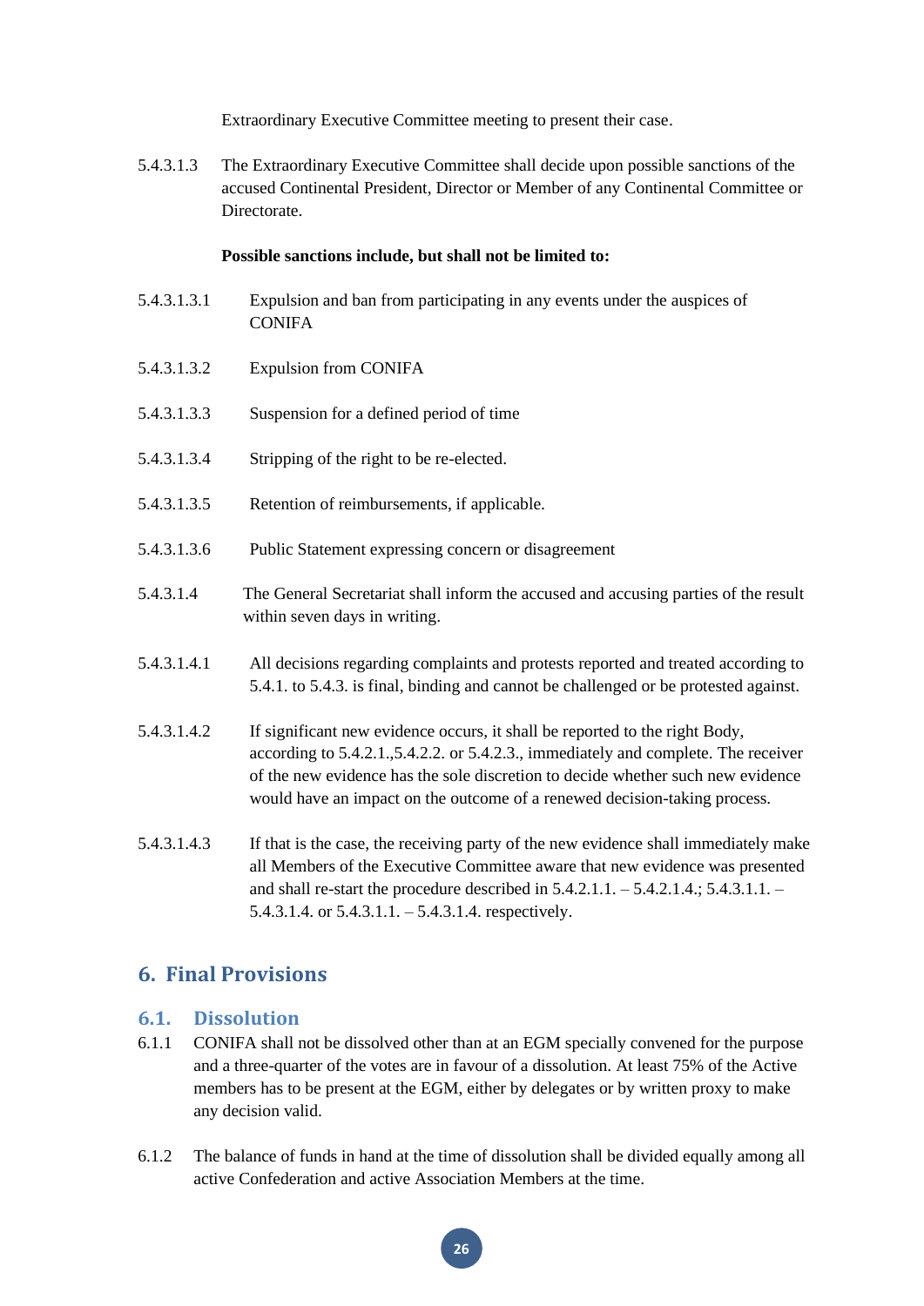Extraordinary Executive Committee meeting to present their case.

5.4.3.1.3 The Extraordinary Executive Committee shall decide upon possible sanctions of the accused Continental President, Director or Member of any Continental Committee or Directorate.

**Possible sanctions include, but shall not be limited to:**

5.4.3.1.3.1 Expulsion and ban from participating in any events under the auspices of CONIFA

5.4.3.1.3.2 Expulsion from CONIFA

5.4.3.1.3.3 Suspension for a defined period of time

5.4.3.1.3.4 Stripping of the right to be re-elected.

5.4.3.1.3.5 Retention of reimbursements, if applicable.

5.4.3.1.3.6 Public Statement expressing concern or disagreement

5.4.3.1.4 The General Secretariat shall inform the accused and accusing parties of the result within seven days in writing.

5.4.3.1.4.1 All decisions regarding complaints and protests reported and treated according to 5.4.1. to 5.4.3. is final, binding and cannot be challenged or be protested against.

5.4.3.1.4.2 If significant new evidence occurs, it shall be reported to the right Body, according to 5.4.2.1.,5.4.2.2. or 5.4.2.3., immediately and complete. The receiver of the new evidence has the sole discretion to decide whether such new evidence would have an impact on the outcome of a renewed decision-taking process.

5.4.3.1.4.3 If that is the case, the receiving party of the new evidence shall immediately make all Members of the Executive Committee aware that new evidence was presented and shall re-start the procedure described in 5.4.2.1.1. – 5.4.2.1.4.; 5.4.3.1.1. – 5.4.3.1.4. or 5.4.3.1.1. – 5.4.3.1.4. respectively.

## 6. Final Provisions

### 6.1. Dissolution

6.1.1 CONIFA shall not be dissolved other than at an EGM specially convened for the purpose and a three-quarter of the votes are in favour of a dissolution. At least 75% of the Active members has to be present at the EGM, either by delegates or by written proxy to make any decision valid.

6.1.2 The balance of funds in hand at the time of dissolution shall be divided equally among all active Confederation and active Association Members at the time.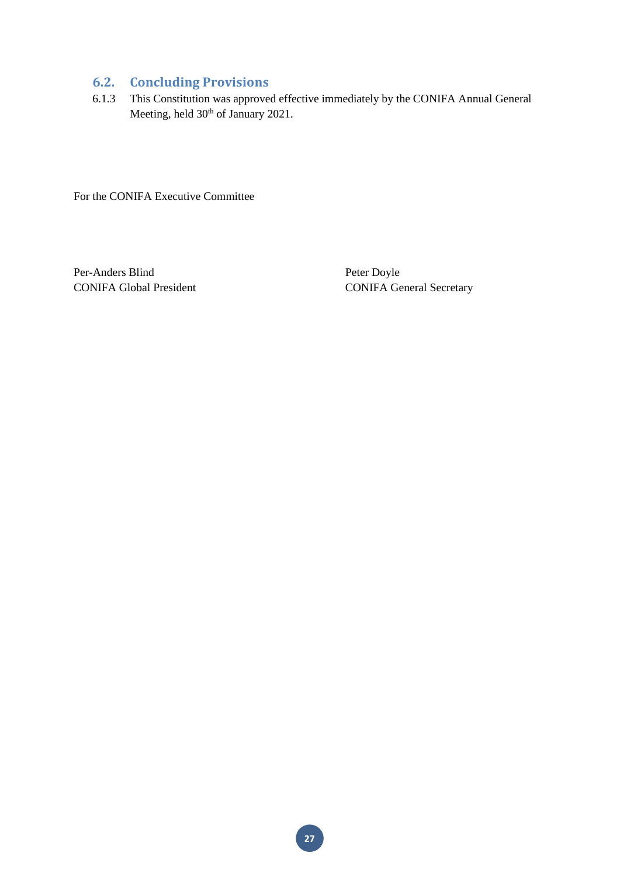## 6.2. Concluding Provisions

6.1.3 This Constitution was approved effective immediately by the CONIFA Annual General Meeting, held 30th of January 2021.

For the CONIFA Executive Committee

Per-Anders Blind
CONIFA Global President

Peter Doyle
CONIFA General Secretary